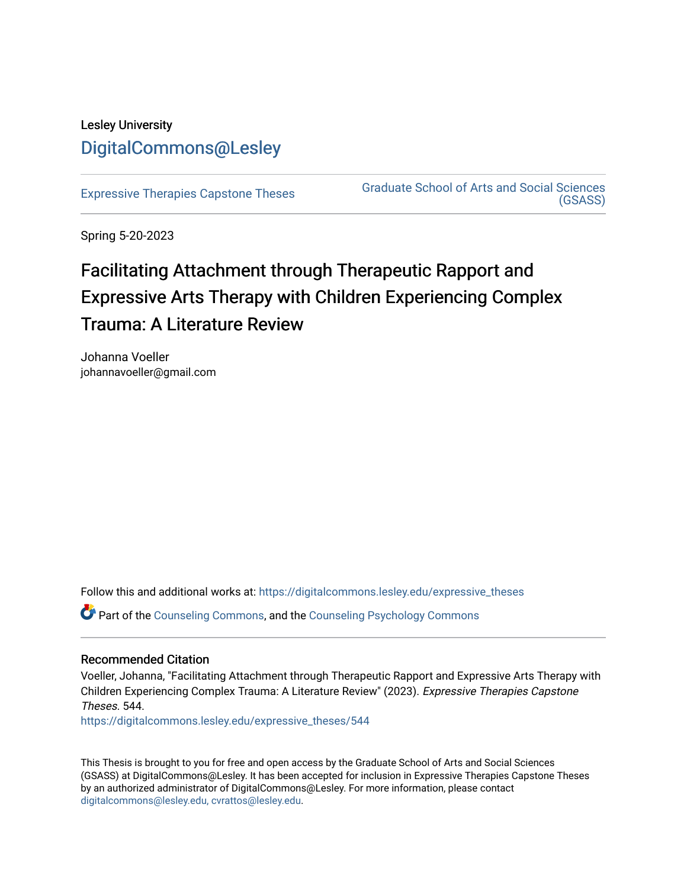Lesley University

DigitalCommons@Lesley

Expressive Therapies Capstone Theses

Graduate School of Arts and Social Sciences (GSASS)

Spring 5-20-2023

# Facilitating Attachment through Therapeutic Rapport and Expressive Arts Therapy with Children Experiencing Complex Trauma: A Literature Review

Johanna Voeller
johannavoeller@gmail.com

Follow this and additional works at: https://digitalcommons.lesley.edu/expressive_theses

Part of the Counseling Commons, and the Counseling Psychology Commons

## Recommended Citation

Voeller, Johanna, "Facilitating Attachment through Therapeutic Rapport and Expressive Arts Therapy with Children Experiencing Complex Trauma: A Literature Review" (2023). *Expressive Therapies Capstone Theses*. 544.
https://digitalcommons.lesley.edu/expressive_theses/544

This Thesis is brought to you for free and open access by the Graduate School of Arts and Social Sciences (GSASS) at DigitalCommons@Lesley. It has been accepted for inclusion in Expressive Therapies Capstone Theses by an authorized administrator of DigitalCommons@Lesley. For more information, please contact digitalcommons@lesley.edu, cvrattos@lesley.edu.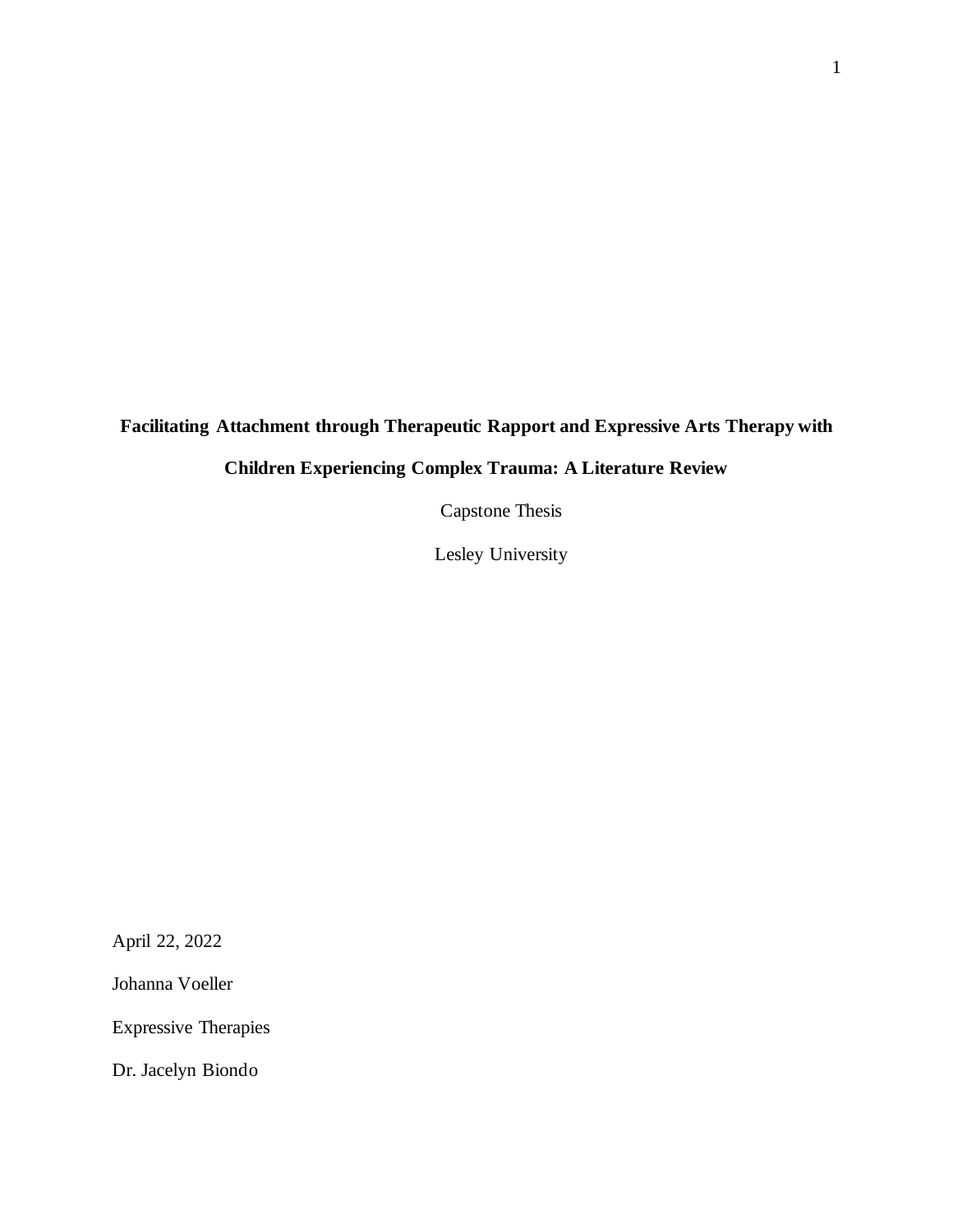# Facilitating Attachment through Therapeutic Rapport and Expressive Arts Therapy with Children Experiencing Complex Trauma: A Literature Review

Capstone Thesis

Lesley University

April 22, 2022

Johanna Voeller

Expressive Therapies

Dr. Jacelyn Biondo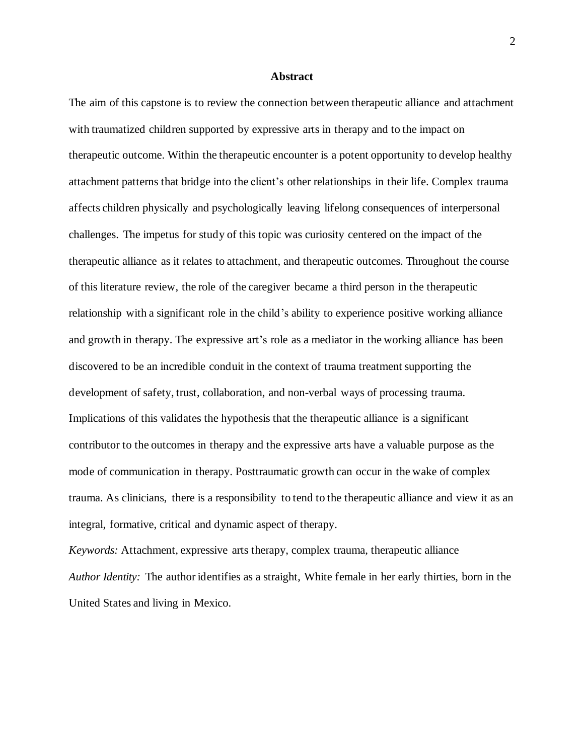## Abstract

The aim of this capstone is to review the connection between therapeutic alliance and attachment with traumatized children supported by expressive arts in therapy and to the impact on therapeutic outcome. Within the therapeutic encounter is a potent opportunity to develop healthy attachment patterns that bridge into the client's other relationships in their life. Complex trauma affects children physically and psychologically leaving lifelong consequences of interpersonal challenges. The impetus for study of this topic was curiosity centered on the impact of the therapeutic alliance as it relates to attachment, and therapeutic outcomes. Throughout the course of this literature review, the role of the caregiver became a third person in the therapeutic relationship with a significant role in the child's ability to experience positive working alliance and growth in therapy. The expressive art's role as a mediator in the working alliance has been discovered to be an incredible conduit in the context of trauma treatment supporting the development of safety, trust, collaboration, and non-verbal ways of processing trauma. Implications of this validates the hypothesis that the therapeutic alliance is a significant contributor to the outcomes in therapy and the expressive arts have a valuable purpose as the mode of communication in therapy. Posttraumatic growth can occur in the wake of complex trauma. As clinicians, there is a responsibility to tend to the therapeutic alliance and view it as an integral, formative, critical and dynamic aspect of therapy.

*Keywords:* Attachment, expressive arts therapy, complex trauma, therapeutic alliance

*Author Identity:* The author identifies as a straight, White female in her early thirties, born in the United States and living in Mexico.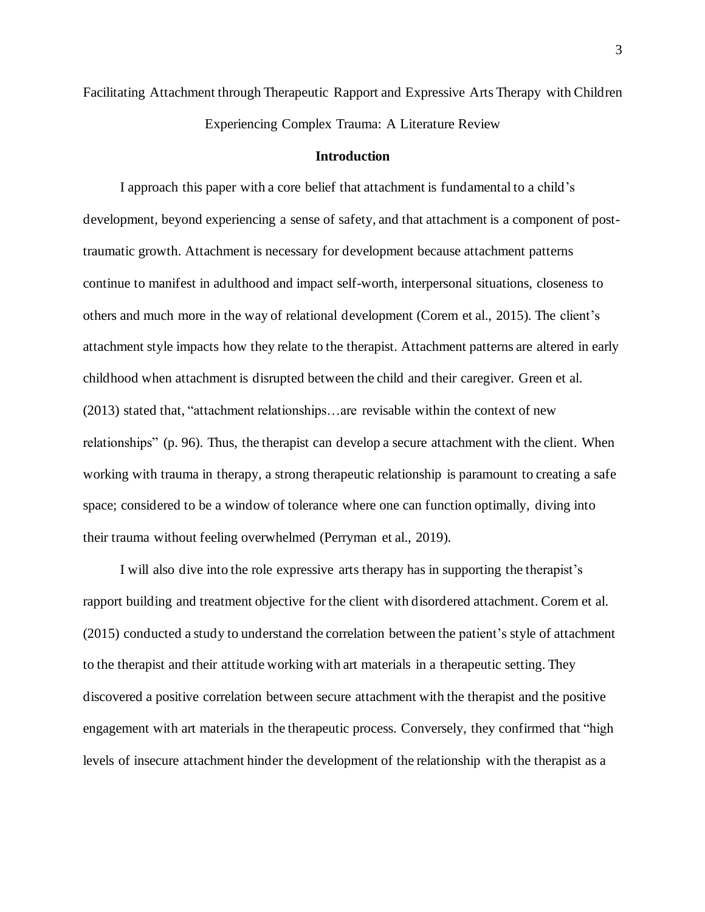Facilitating Attachment through Therapeutic Rapport and Expressive Arts Therapy with Children Experiencing Complex Trauma: A Literature Review

## Introduction

I approach this paper with a core belief that attachment is fundamental to a child's development, beyond experiencing a sense of safety, and that attachment is a component of post-traumatic growth. Attachment is necessary for development because attachment patterns continue to manifest in adulthood and impact self-worth, interpersonal situations, closeness to others and much more in the way of relational development (Corem et al., 2015). The client's attachment style impacts how they relate to the therapist. Attachment patterns are altered in early childhood when attachment is disrupted between the child and their caregiver. Green et al. (2013) stated that, "attachment relationships…are revisable within the context of new relationships" (p. 96). Thus, the therapist can develop a secure attachment with the client. When working with trauma in therapy, a strong therapeutic relationship is paramount to creating a safe space; considered to be a window of tolerance where one can function optimally, diving into their trauma without feeling overwhelmed (Perryman et al., 2019).

I will also dive into the role expressive arts therapy has in supporting the therapist's rapport building and treatment objective for the client with disordered attachment. Corem et al. (2015) conducted a study to understand the correlation between the patient's style of attachment to the therapist and their attitude working with art materials in a therapeutic setting. They discovered a positive correlation between secure attachment with the therapist and the positive engagement with art materials in the therapeutic process. Conversely, they confirmed that "high levels of insecure attachment hinder the development of the relationship with the therapist as a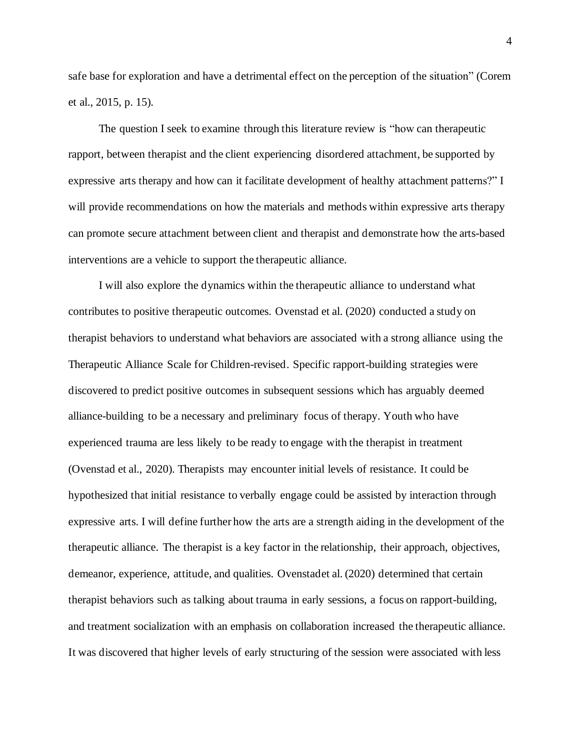safe base for exploration and have a detrimental effect on the perception of the situation" (Corem et al., 2015, p. 15).

The question I seek to examine through this literature review is "how can therapeutic rapport, between therapist and the client experiencing disordered attachment, be supported by expressive arts therapy and how can it facilitate development of healthy attachment patterns?" I will provide recommendations on how the materials and methods within expressive arts therapy can promote secure attachment between client and therapist and demonstrate how the arts-based interventions are a vehicle to support the therapeutic alliance.

I will also explore the dynamics within the therapeutic alliance to understand what contributes to positive therapeutic outcomes. Ovenstad et al. (2020) conducted a study on therapist behaviors to understand what behaviors are associated with a strong alliance using the Therapeutic Alliance Scale for Children-revised. Specific rapport-building strategies were discovered to predict positive outcomes in subsequent sessions which has arguably deemed alliance-building to be a necessary and preliminary focus of therapy. Youth who have experienced trauma are less likely to be ready to engage with the therapist in treatment (Ovenstad et al., 2020). Therapists may encounter initial levels of resistance. It could be hypothesized that initial resistance to verbally engage could be assisted by interaction through expressive arts. I will define further how the arts are a strength aiding in the development of the therapeutic alliance. The therapist is a key factor in the relationship, their approach, objectives, demeanor, experience, attitude, and qualities. Ovenstadet al. (2020) determined that certain therapist behaviors such as talking about trauma in early sessions, a focus on rapport-building, and treatment socialization with an emphasis on collaboration increased the therapeutic alliance. It was discovered that higher levels of early structuring of the session were associated with less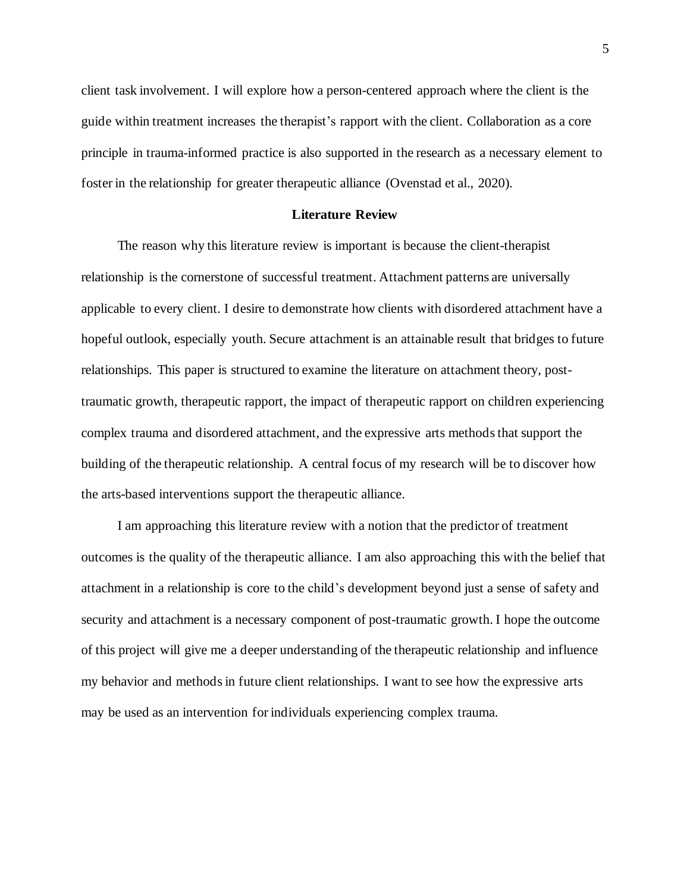client task involvement. I will explore how a person-centered approach where the client is the guide within treatment increases the therapist's rapport with the client. Collaboration as a core principle in trauma-informed practice is also supported in the research as a necessary element to foster in the relationship for greater therapeutic alliance (Ovenstad et al., 2020).

## Literature Review

The reason why this literature review is important is because the client-therapist relationship is the cornerstone of successful treatment. Attachment patterns are universally applicable to every client. I desire to demonstrate how clients with disordered attachment have a hopeful outlook, especially youth. Secure attachment is an attainable result that bridges to future relationships. This paper is structured to examine the literature on attachment theory, post-traumatic growth, therapeutic rapport, the impact of therapeutic rapport on children experiencing complex trauma and disordered attachment, and the expressive arts methods that support the building of the therapeutic relationship. A central focus of my research will be to discover how the arts-based interventions support the therapeutic alliance.

I am approaching this literature review with a notion that the predictor of treatment outcomes is the quality of the therapeutic alliance. I am also approaching this with the belief that attachment in a relationship is core to the child's development beyond just a sense of safety and security and attachment is a necessary component of post-traumatic growth. I hope the outcome of this project will give me a deeper understanding of the therapeutic relationship and influence my behavior and methods in future client relationships. I want to see how the expressive arts may be used as an intervention for individuals experiencing complex trauma.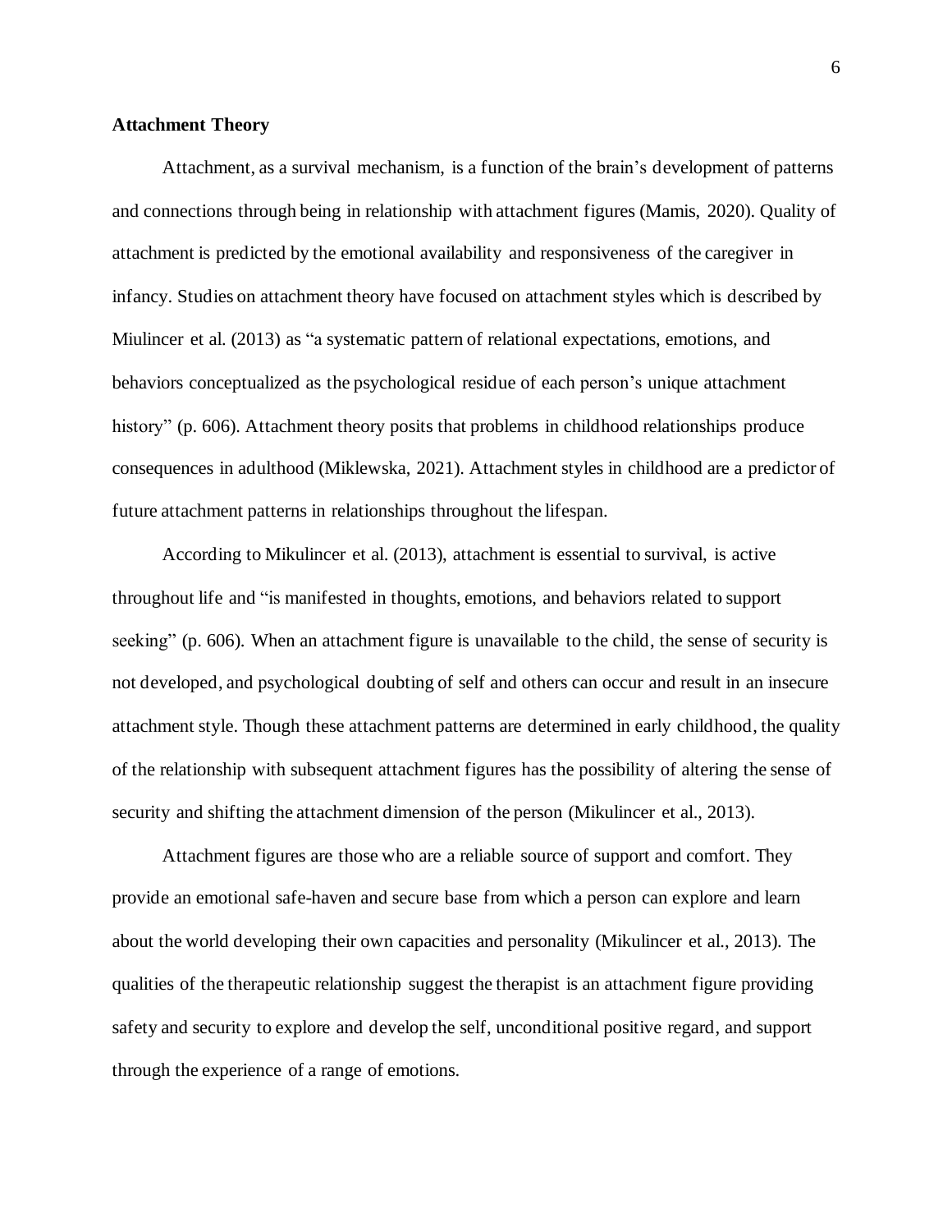**Attachment Theory**

Attachment, as a survival mechanism, is a function of the brain's development of patterns and connections through being in relationship with attachment figures (Mamis, 2020). Quality of attachment is predicted by the emotional availability and responsiveness of the caregiver in infancy. Studies on attachment theory have focused on attachment styles which is described by Miulincer et al. (2013) as "a systematic pattern of relational expectations, emotions, and behaviors conceptualized as the psychological residue of each person's unique attachment history" (p. 606). Attachment theory posits that problems in childhood relationships produce consequences in adulthood (Miklewska, 2021). Attachment styles in childhood are a predictor of future attachment patterns in relationships throughout the lifespan.

According to Mikulincer et al. (2013), attachment is essential to survival, is active throughout life and "is manifested in thoughts, emotions, and behaviors related to support seeking" (p. 606). When an attachment figure is unavailable to the child, the sense of security is not developed, and psychological doubting of self and others can occur and result in an insecure attachment style. Though these attachment patterns are determined in early childhood, the quality of the relationship with subsequent attachment figures has the possibility of altering the sense of security and shifting the attachment dimension of the person (Mikulincer et al., 2013).

Attachment figures are those who are a reliable source of support and comfort. They provide an emotional safe-haven and secure base from which a person can explore and learn about the world developing their own capacities and personality (Mikulincer et al., 2013). The qualities of the therapeutic relationship suggest the therapist is an attachment figure providing safety and security to explore and develop the self, unconditional positive regard, and support through the experience of a range of emotions.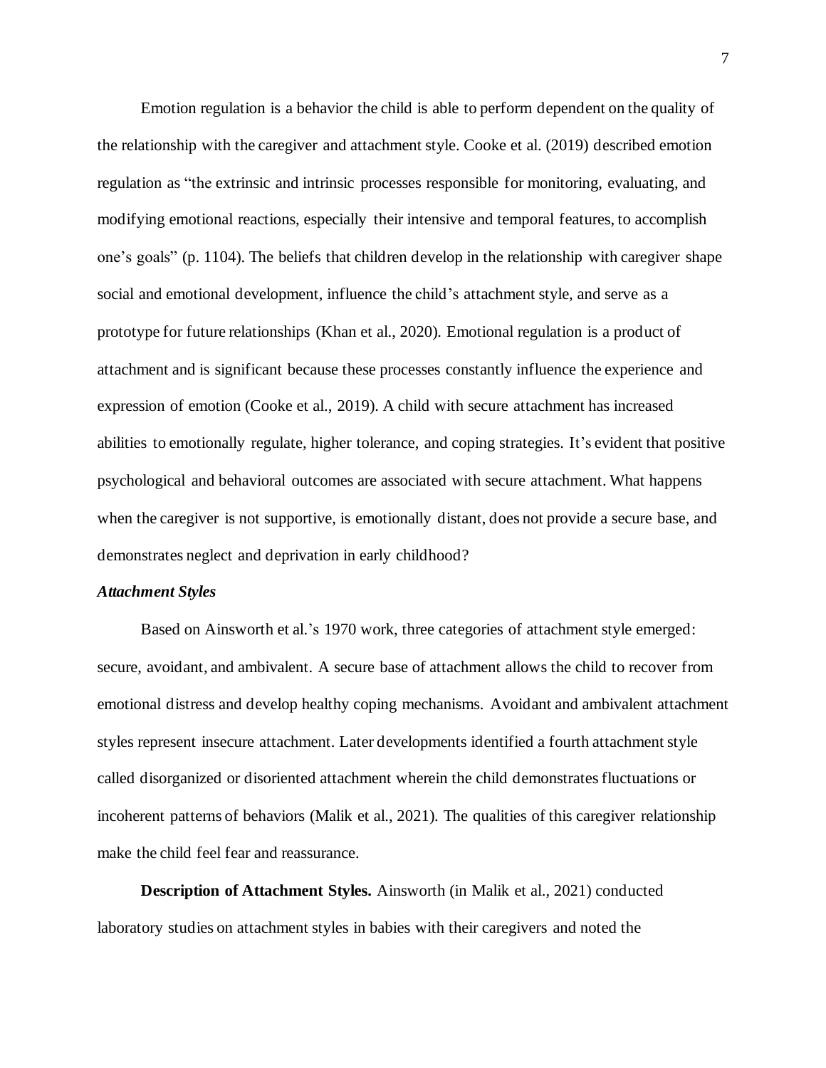Emotion regulation is a behavior the child is able to perform dependent on the quality of the relationship with the caregiver and attachment style. Cooke et al. (2019) described emotion regulation as "the extrinsic and intrinsic processes responsible for monitoring, evaluating, and modifying emotional reactions, especially their intensive and temporal features, to accomplish one's goals" (p. 1104). The beliefs that children develop in the relationship with caregiver shape social and emotional development, influence the child's attachment style, and serve as a prototype for future relationships (Khan et al., 2020). Emotional regulation is a product of attachment and is significant because these processes constantly influence the experience and expression of emotion (Cooke et al., 2019). A child with secure attachment has increased abilities to emotionally regulate, higher tolerance, and coping strategies. It's evident that positive psychological and behavioral outcomes are associated with secure attachment. What happens when the caregiver is not supportive, is emotionally distant, does not provide a secure base, and demonstrates neglect and deprivation in early childhood?

### *Attachment Styles*

Based on Ainsworth et al.'s 1970 work, three categories of attachment style emerged: secure, avoidant, and ambivalent. A secure base of attachment allows the child to recover from emotional distress and develop healthy coping mechanisms. Avoidant and ambivalent attachment styles represent insecure attachment. Later developments identified a fourth attachment style called disorganized or disoriented attachment wherein the child demonstrates fluctuations or incoherent patterns of behaviors (Malik et al., 2021). The qualities of this caregiver relationship make the child feel fear and reassurance.

**Description of Attachment Styles.** Ainsworth (in Malik et al., 2021) conducted laboratory studies on attachment styles in babies with their caregivers and noted the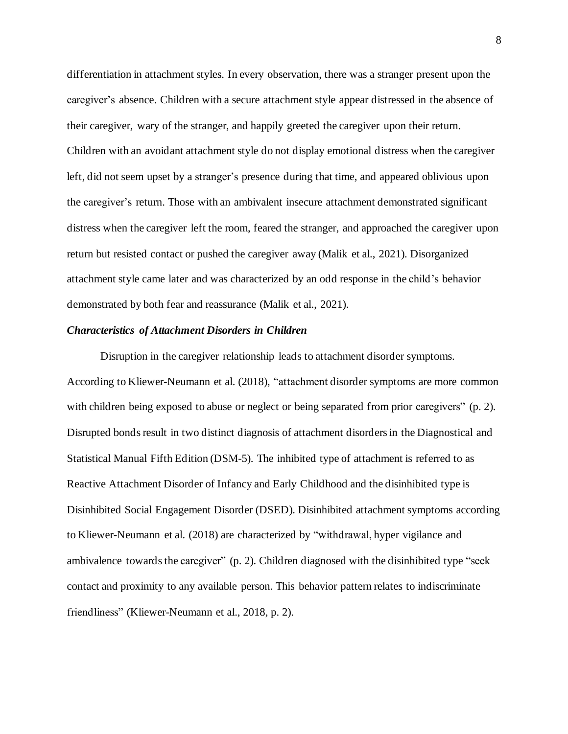differentiation in attachment styles. In every observation, there was a stranger present upon the caregiver's absence. Children with a secure attachment style appear distressed in the absence of their caregiver, wary of the stranger, and happily greeted the caregiver upon their return. Children with an avoidant attachment style do not display emotional distress when the caregiver left, did not seem upset by a stranger's presence during that time, and appeared oblivious upon the caregiver's return. Those with an ambivalent insecure attachment demonstrated significant distress when the caregiver left the room, feared the stranger, and approached the caregiver upon return but resisted contact or pushed the caregiver away (Malik et al., 2021). Disorganized attachment style came later and was characterized by an odd response in the child's behavior demonstrated by both fear and reassurance (Malik et al., 2021).

### ***Characteristics of Attachment Disorders in Children***

Disruption in the caregiver relationship leads to attachment disorder symptoms. According to Kliewer-Neumann et al. (2018), "attachment disorder symptoms are more common with children being exposed to abuse or neglect or being separated from prior caregivers" (p. 2). Disrupted bonds result in two distinct diagnosis of attachment disorders in the Diagnostical and Statistical Manual Fifth Edition (DSM-5). The inhibited type of attachment is referred to as Reactive Attachment Disorder of Infancy and Early Childhood and the disinhibited type is Disinhibited Social Engagement Disorder (DSED). Disinhibited attachment symptoms according to Kliewer-Neumann et al. (2018) are characterized by "withdrawal, hyper vigilance and ambivalence towards the caregiver" (p. 2). Children diagnosed with the disinhibited type "seek contact and proximity to any available person. This behavior pattern relates to indiscriminate friendliness" (Kliewer-Neumann et al., 2018, p. 2).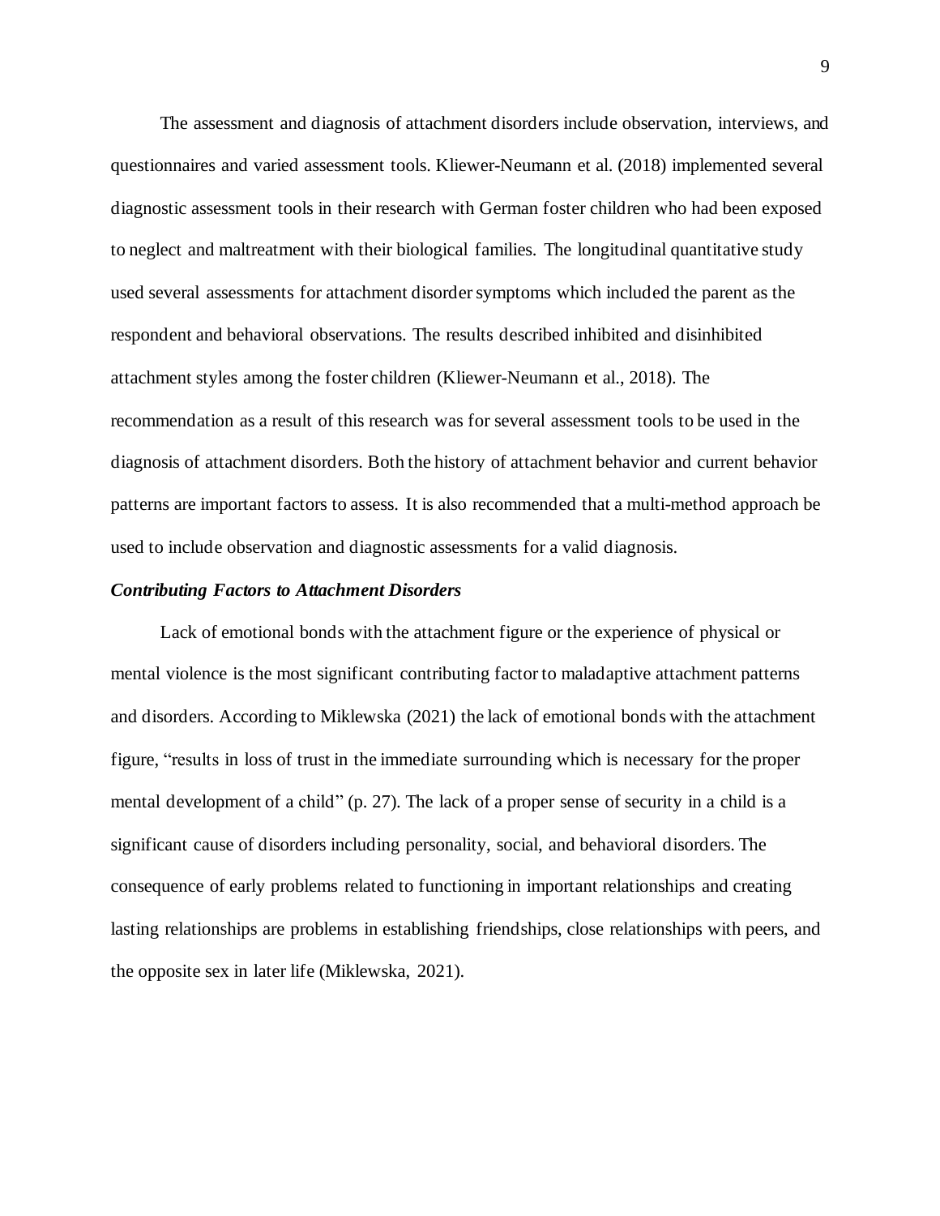The assessment and diagnosis of attachment disorders include observation, interviews, and questionnaires and varied assessment tools. Kliewer-Neumann et al. (2018) implemented several diagnostic assessment tools in their research with German foster children who had been exposed to neglect and maltreatment with their biological families. The longitudinal quantitative study used several assessments for attachment disorder symptoms which included the parent as the respondent and behavioral observations. The results described inhibited and disinhibited attachment styles among the foster children (Kliewer-Neumann et al., 2018). The recommendation as a result of this research was for several assessment tools to be used in the diagnosis of attachment disorders. Both the history of attachment behavior and current behavior patterns are important factors to assess. It is also recommended that a multi-method approach be used to include observation and diagnostic assessments for a valid diagnosis.

### ***Contributing Factors to Attachment Disorders***

Lack of emotional bonds with the attachment figure or the experience of physical or mental violence is the most significant contributing factor to maladaptive attachment patterns and disorders. According to Miklewska (2021) the lack of emotional bonds with the attachment figure, "results in loss of trust in the immediate surrounding which is necessary for the proper mental development of a child" (p. 27). The lack of a proper sense of security in a child is a significant cause of disorders including personality, social, and behavioral disorders. The consequence of early problems related to functioning in important relationships and creating lasting relationships are problems in establishing friendships, close relationships with peers, and the opposite sex in later life (Miklewska, 2021).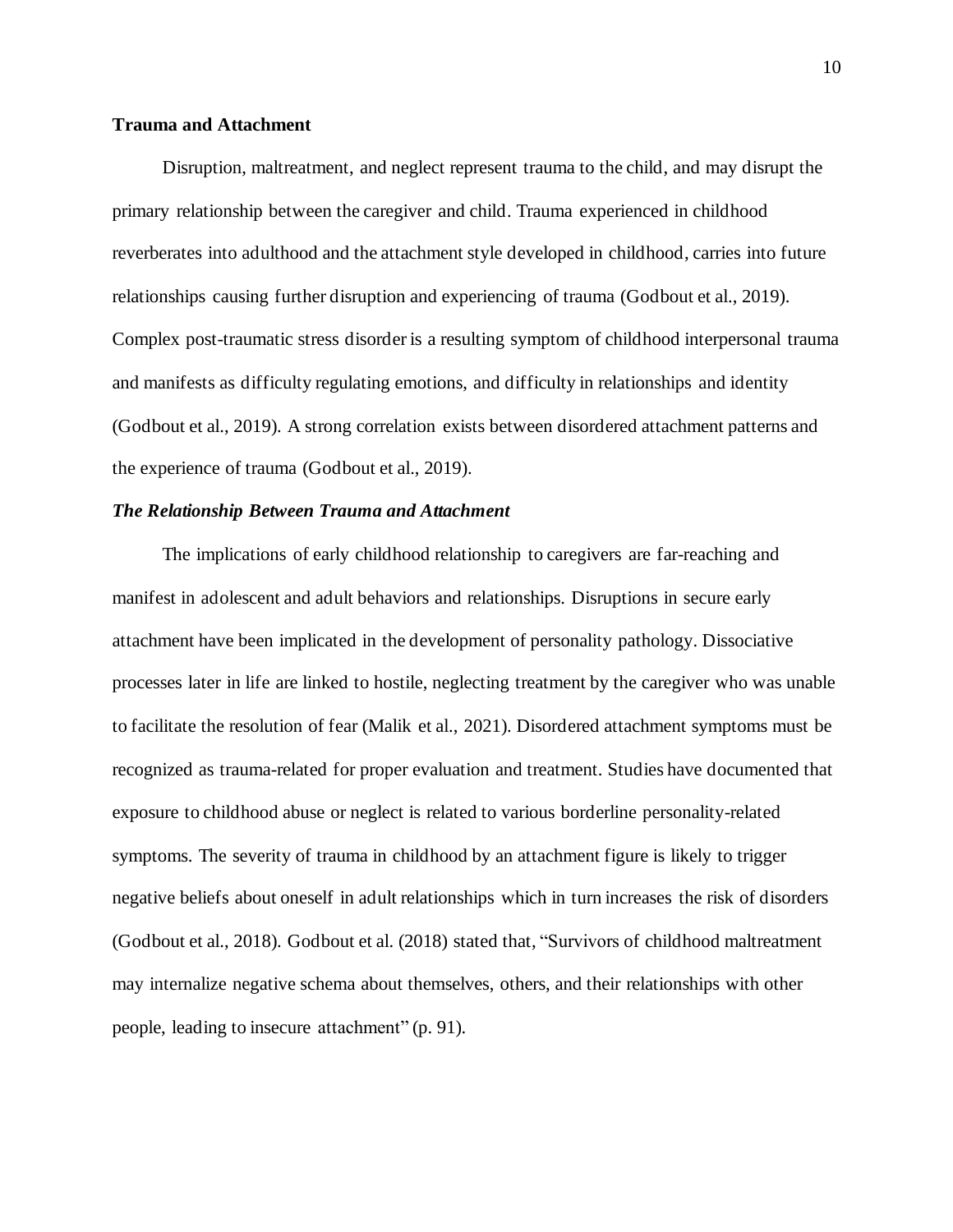## Trauma and Attachment

Disruption, maltreatment, and neglect represent trauma to the child, and may disrupt the primary relationship between the caregiver and child. Trauma experienced in childhood reverberates into adulthood and the attachment style developed in childhood, carries into future relationships causing further disruption and experiencing of trauma (Godbout et al., 2019). Complex post-traumatic stress disorder is a resulting symptom of childhood interpersonal trauma and manifests as difficulty regulating emotions, and difficulty in relationships and identity (Godbout et al., 2019). A strong correlation exists between disordered attachment patterns and the experience of trauma (Godbout et al., 2019).

### *The Relationship Between Trauma and Attachment*

The implications of early childhood relationship to caregivers are far-reaching and manifest in adolescent and adult behaviors and relationships. Disruptions in secure early attachment have been implicated in the development of personality pathology. Dissociative processes later in life are linked to hostile, neglecting treatment by the caregiver who was unable to facilitate the resolution of fear (Malik et al., 2021). Disordered attachment symptoms must be recognized as trauma-related for proper evaluation and treatment. Studies have documented that exposure to childhood abuse or neglect is related to various borderline personality-related symptoms. The severity of trauma in childhood by an attachment figure is likely to trigger negative beliefs about oneself in adult relationships which in turn increases the risk of disorders (Godbout et al., 2018). Godbout et al. (2018) stated that, "Survivors of childhood maltreatment may internalize negative schema about themselves, others, and their relationships with other people, leading to insecure attachment" (p. 91).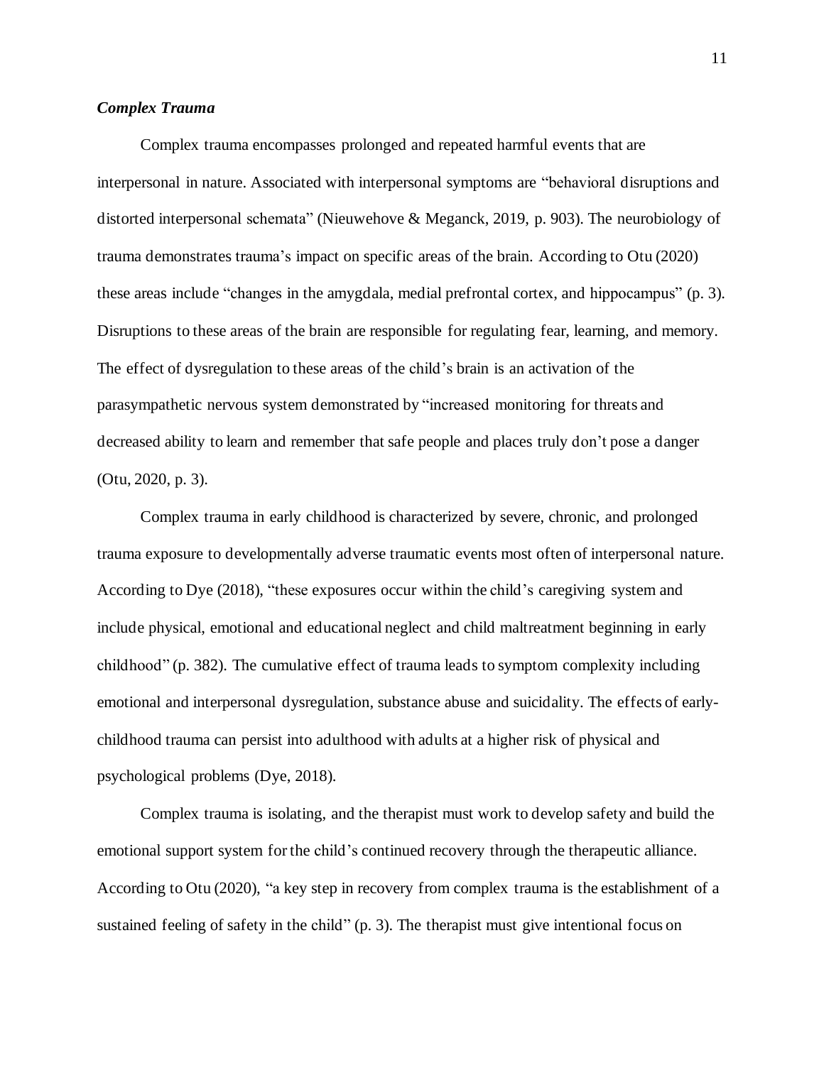### *Complex Trauma*

Complex trauma encompasses prolonged and repeated harmful events that are interpersonal in nature. Associated with interpersonal symptoms are "behavioral disruptions and distorted interpersonal schemata" (Nieuwehove & Meganck, 2019, p. 903). The neurobiology of trauma demonstrates trauma's impact on specific areas of the brain. According to Otu (2020) these areas include "changes in the amygdala, medial prefrontal cortex, and hippocampus" (p. 3). Disruptions to these areas of the brain are responsible for regulating fear, learning, and memory. The effect of dysregulation to these areas of the child's brain is an activation of the parasympathetic nervous system demonstrated by "increased monitoring for threats and decreased ability to learn and remember that safe people and places truly don't pose a danger (Otu, 2020, p. 3).

Complex trauma in early childhood is characterized by severe, chronic, and prolonged trauma exposure to developmentally adverse traumatic events most often of interpersonal nature. According to Dye (2018), "these exposures occur within the child's caregiving system and include physical, emotional and educational neglect and child maltreatment beginning in early childhood" (p. 382). The cumulative effect of trauma leads to symptom complexity including emotional and interpersonal dysregulation, substance abuse and suicidality. The effects of early-childhood trauma can persist into adulthood with adults at a higher risk of physical and psychological problems (Dye, 2018).

Complex trauma is isolating, and the therapist must work to develop safety and build the emotional support system for the child's continued recovery through the therapeutic alliance. According to Otu (2020), "a key step in recovery from complex trauma is the establishment of a sustained feeling of safety in the child" (p. 3). The therapist must give intentional focus on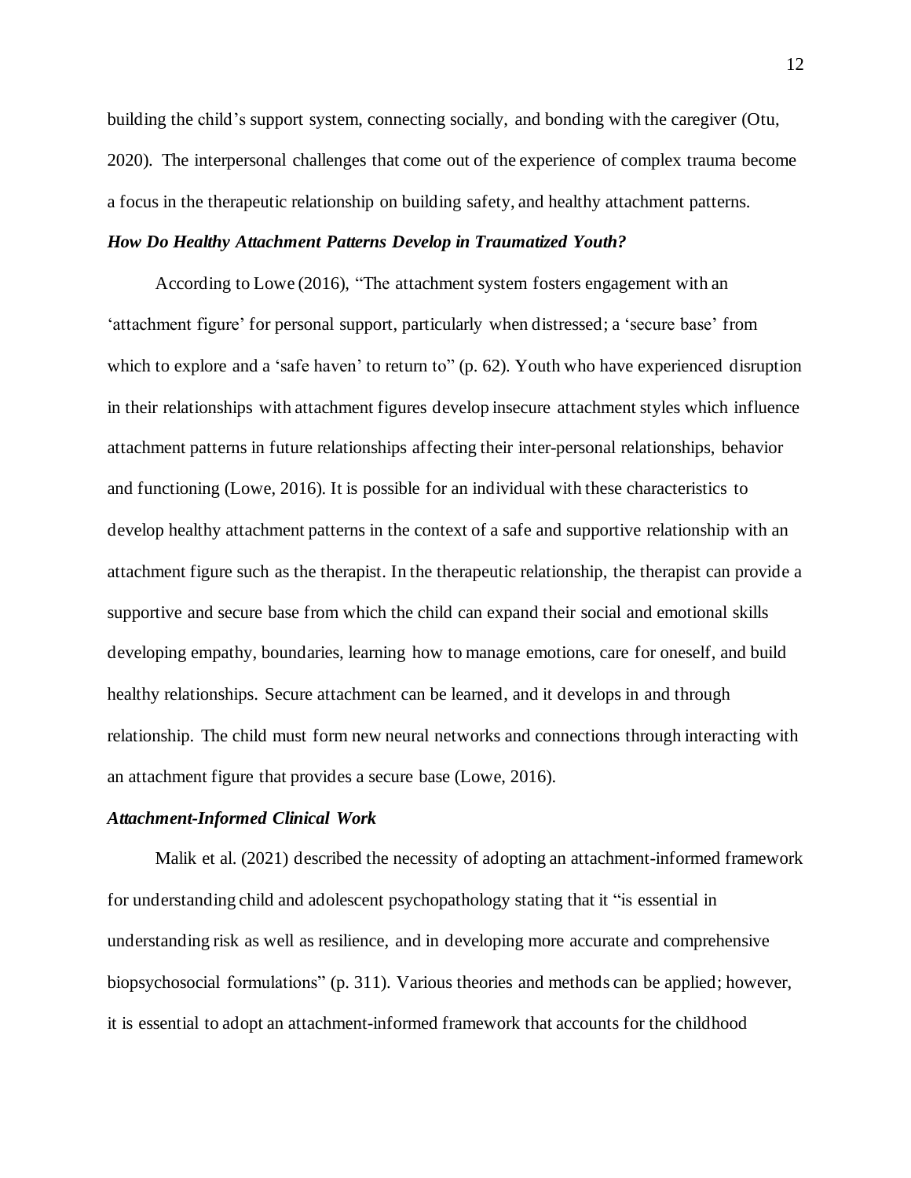building the child's support system, connecting socially, and bonding with the caregiver (Otu, 2020). The interpersonal challenges that come out of the experience of complex trauma become a focus in the therapeutic relationship on building safety, and healthy attachment patterns.

### *How Do Healthy Attachment Patterns Develop in Traumatized Youth?*

According to Lowe (2016), "The attachment system fosters engagement with an 'attachment figure' for personal support, particularly when distressed; a 'secure base' from which to explore and a 'safe haven' to return to" (p. 62). Youth who have experienced disruption in their relationships with attachment figures develop insecure attachment styles which influence attachment patterns in future relationships affecting their inter-personal relationships, behavior and functioning (Lowe, 2016). It is possible for an individual with these characteristics to develop healthy attachment patterns in the context of a safe and supportive relationship with an attachment figure such as the therapist. In the therapeutic relationship, the therapist can provide a supportive and secure base from which the child can expand their social and emotional skills developing empathy, boundaries, learning how to manage emotions, care for oneself, and build healthy relationships. Secure attachment can be learned, and it develops in and through relationship. The child must form new neural networks and connections through interacting with an attachment figure that provides a secure base (Lowe, 2016).

### *Attachment-Informed Clinical Work*

Malik et al. (2021) described the necessity of adopting an attachment-informed framework for understanding child and adolescent psychopathology stating that it "is essential in understanding risk as well as resilience, and in developing more accurate and comprehensive biopsychosocial formulations" (p. 311). Various theories and methods can be applied; however, it is essential to adopt an attachment-informed framework that accounts for the childhood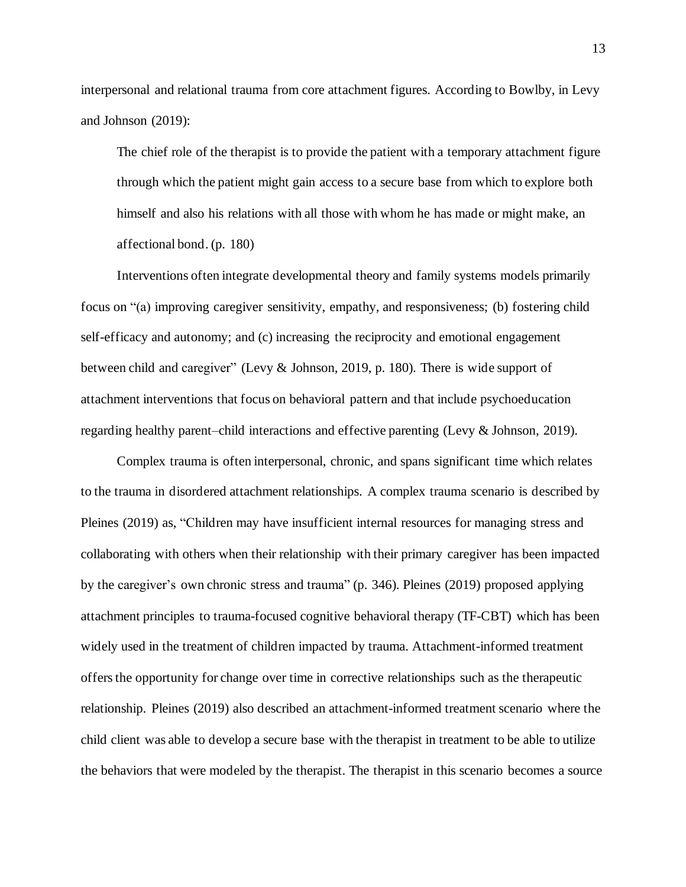interpersonal and relational trauma from core attachment figures. According to Bowlby, in Levy and Johnson (2019):

> The chief role of the therapist is to provide the patient with a temporary attachment figure through which the patient might gain access to a secure base from which to explore both himself and also his relations with all those with whom he has made or might make, an affectional bond. (p. 180)

Interventions often integrate developmental theory and family systems models primarily focus on "(a) improving caregiver sensitivity, empathy, and responsiveness; (b) fostering child self-efficacy and autonomy; and (c) increasing the reciprocity and emotional engagement between child and caregiver" (Levy & Johnson, 2019, p. 180). There is wide support of attachment interventions that focus on behavioral pattern and that include psychoeducation regarding healthy parent–child interactions and effective parenting (Levy & Johnson, 2019).

Complex trauma is often interpersonal, chronic, and spans significant time which relates to the trauma in disordered attachment relationships. A complex trauma scenario is described by Pleines (2019) as, "Children may have insufficient internal resources for managing stress and collaborating with others when their relationship with their primary caregiver has been impacted by the caregiver's own chronic stress and trauma" (p. 346). Pleines (2019) proposed applying attachment principles to trauma-focused cognitive behavioral therapy (TF-CBT) which has been widely used in the treatment of children impacted by trauma. Attachment-informed treatment offers the opportunity for change over time in corrective relationships such as the therapeutic relationship. Pleines (2019) also described an attachment-informed treatment scenario where the child client was able to develop a secure base with the therapist in treatment to be able to utilize the behaviors that were modeled by the therapist. The therapist in this scenario becomes a source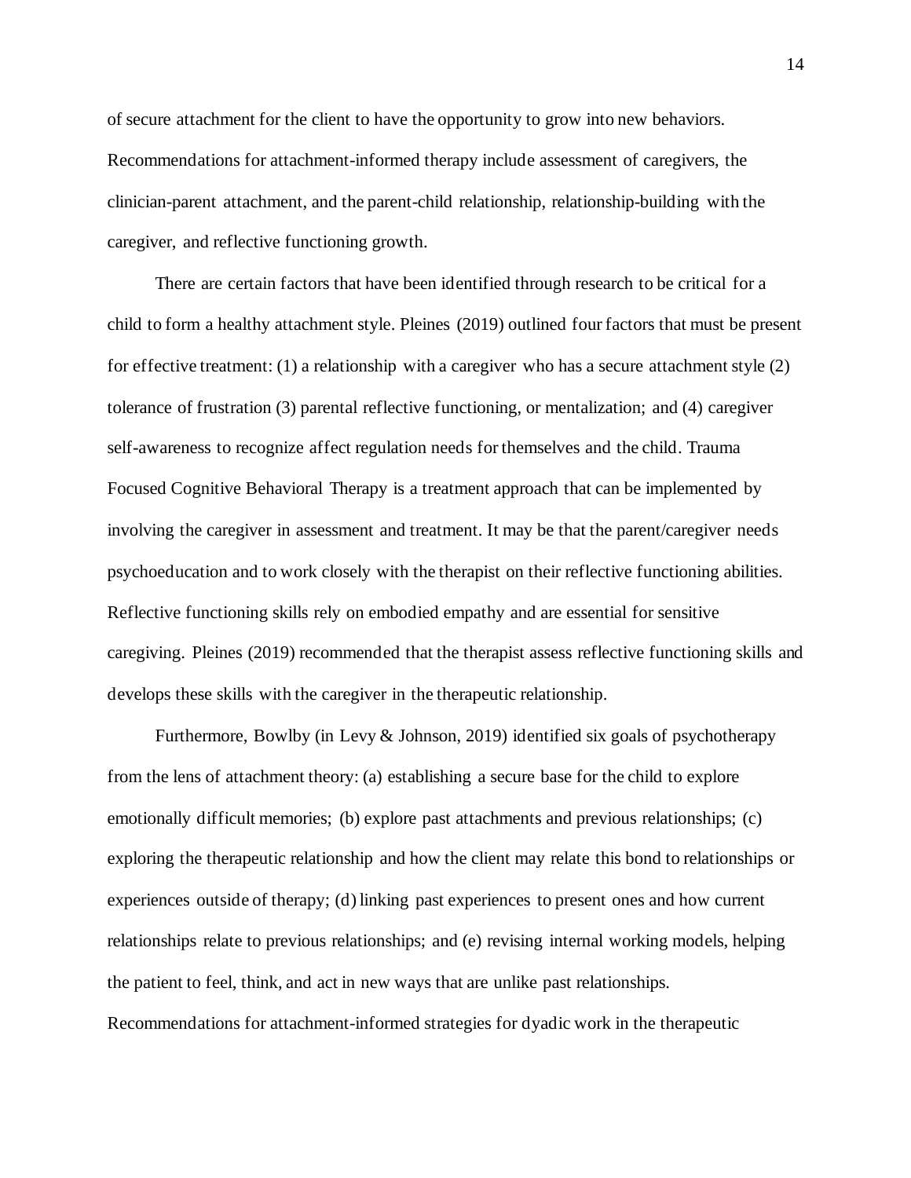of secure attachment for the client to have the opportunity to grow into new behaviors. Recommendations for attachment-informed therapy include assessment of caregivers, the clinician-parent attachment, and the parent-child relationship, relationship-building with the caregiver, and reflective functioning growth.

There are certain factors that have been identified through research to be critical for a child to form a healthy attachment style. Pleines (2019) outlined four factors that must be present for effective treatment: (1) a relationship with a caregiver who has a secure attachment style (2) tolerance of frustration (3) parental reflective functioning, or mentalization; and (4) caregiver self-awareness to recognize affect regulation needs for themselves and the child. Trauma Focused Cognitive Behavioral Therapy is a treatment approach that can be implemented by involving the caregiver in assessment and treatment. It may be that the parent/caregiver needs psychoeducation and to work closely with the therapist on their reflective functioning abilities. Reflective functioning skills rely on embodied empathy and are essential for sensitive caregiving. Pleines (2019) recommended that the therapist assess reflective functioning skills and develops these skills with the caregiver in the therapeutic relationship.

Furthermore, Bowlby (in Levy & Johnson, 2019) identified six goals of psychotherapy from the lens of attachment theory: (a) establishing a secure base for the child to explore emotionally difficult memories; (b) explore past attachments and previous relationships; (c) exploring the therapeutic relationship and how the client may relate this bond to relationships or experiences outside of therapy; (d) linking past experiences to present ones and how current relationships relate to previous relationships; and (e) revising internal working models, helping the patient to feel, think, and act in new ways that are unlike past relationships. Recommendations for attachment-informed strategies for dyadic work in the therapeutic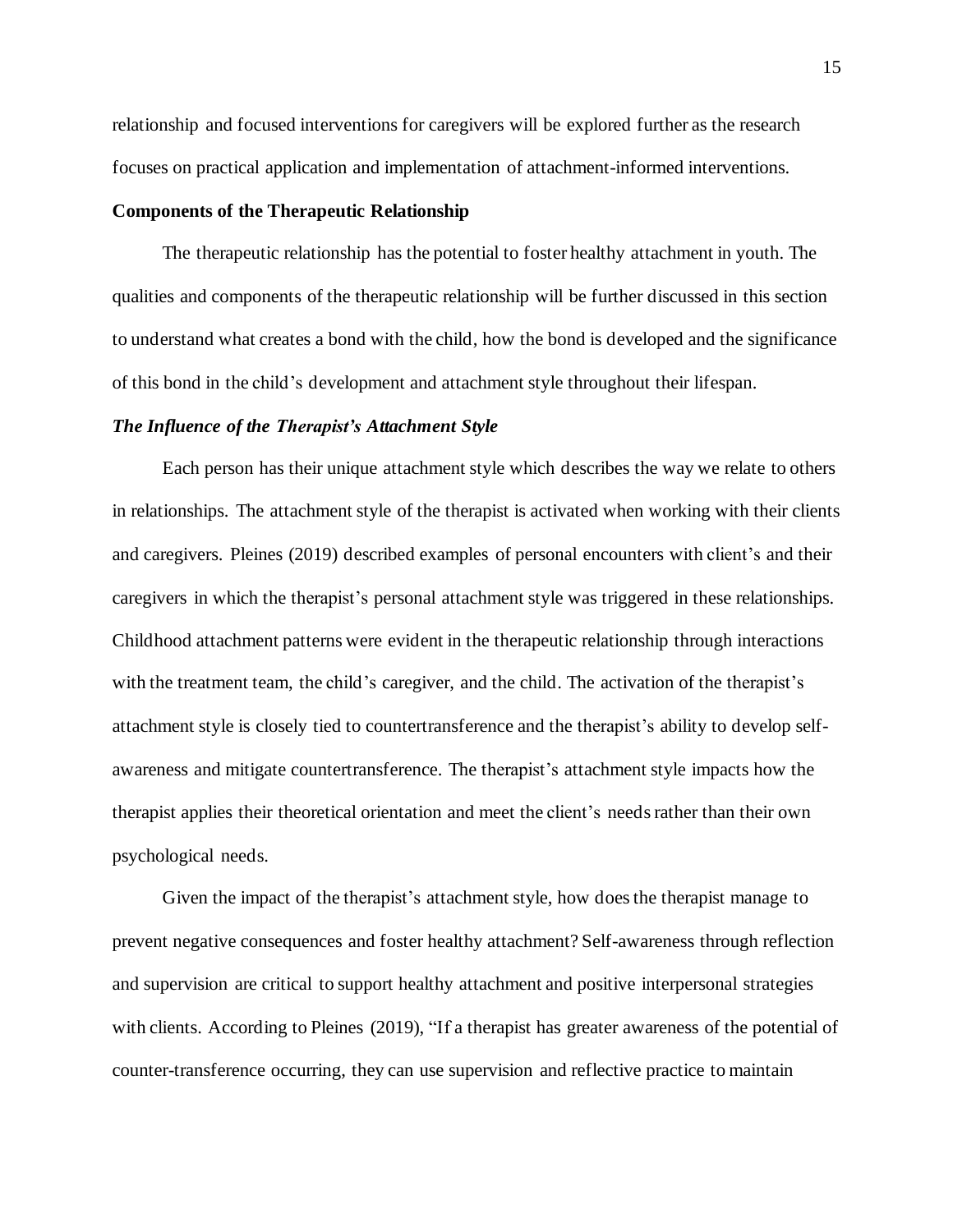relationship and focused interventions for caregivers will be explored further as the research focuses on practical application and implementation of attachment-informed interventions.

## Components of the Therapeutic Relationship

The therapeutic relationship has the potential to foster healthy attachment in youth. The qualities and components of the therapeutic relationship will be further discussed in this section to understand what creates a bond with the child, how the bond is developed and the significance of this bond in the child's development and attachment style throughout their lifespan.

### *The Influence of the Therapist's Attachment Style*

Each person has their unique attachment style which describes the way we relate to others in relationships. The attachment style of the therapist is activated when working with their clients and caregivers. Pleines (2019) described examples of personal encounters with client's and their caregivers in which the therapist's personal attachment style was triggered in these relationships. Childhood attachment patterns were evident in the therapeutic relationship through interactions with the treatment team, the child's caregiver, and the child. The activation of the therapist's attachment style is closely tied to countertransference and the therapist's ability to develop self-awareness and mitigate countertransference. The therapist's attachment style impacts how the therapist applies their theoretical orientation and meet the client's needs rather than their own psychological needs.

Given the impact of the therapist's attachment style, how does the therapist manage to prevent negative consequences and foster healthy attachment? Self-awareness through reflection and supervision are critical to support healthy attachment and positive interpersonal strategies with clients. According to Pleines (2019), "If a therapist has greater awareness of the potential of counter-transference occurring, they can use supervision and reflective practice to maintain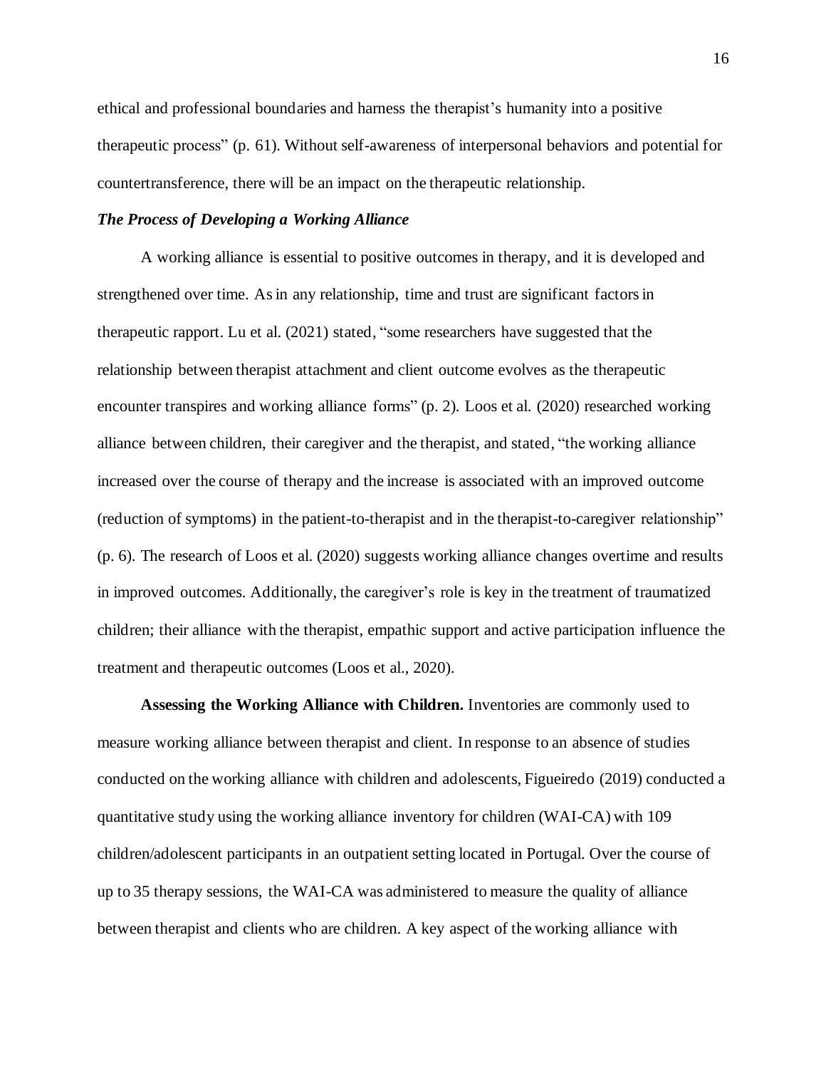ethical and professional boundaries and harness the therapist's humanity into a positive therapeutic process" (p. 61). Without self-awareness of interpersonal behaviors and potential for countertransference, there will be an impact on the therapeutic relationship.

### *The Process of Developing a Working Alliance*

A working alliance is essential to positive outcomes in therapy, and it is developed and strengthened over time. As in any relationship, time and trust are significant factors in therapeutic rapport. Lu et al. (2021) stated, "some researchers have suggested that the relationship between therapist attachment and client outcome evolves as the therapeutic encounter transpires and working alliance forms" (p. 2). Loos et al. (2020) researched working alliance between children, their caregiver and the therapist, and stated, "the working alliance increased over the course of therapy and the increase is associated with an improved outcome (reduction of symptoms) in the patient-to-therapist and in the therapist-to-caregiver relationship" (p. 6). The research of Loos et al. (2020) suggests working alliance changes overtime and results in improved outcomes. Additionally, the caregiver's role is key in the treatment of traumatized children; their alliance with the therapist, empathic support and active participation influence the treatment and therapeutic outcomes (Loos et al., 2020).

**Assessing the Working Alliance with Children.** Inventories are commonly used to measure working alliance between therapist and client. In response to an absence of studies conducted on the working alliance with children and adolescents, Figueiredo (2019) conducted a quantitative study using the working alliance inventory for children (WAI-CA) with 109 children/adolescent participants in an outpatient setting located in Portugal. Over the course of up to 35 therapy sessions, the WAI-CA was administered to measure the quality of alliance between therapist and clients who are children. A key aspect of the working alliance with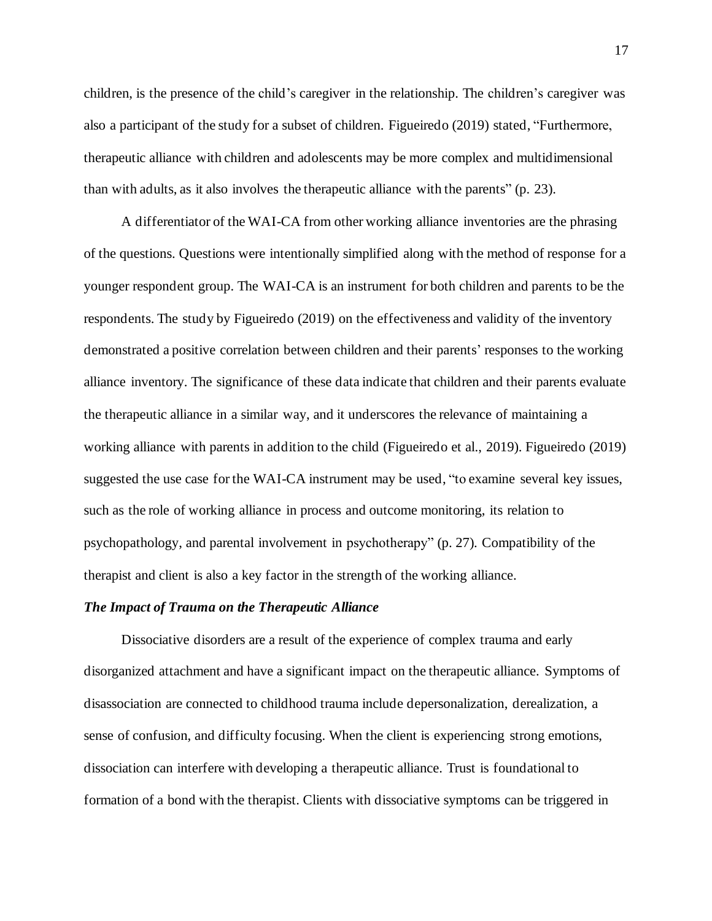children, is the presence of the child's caregiver in the relationship. The children's caregiver was also a participant of the study for a subset of children. Figueiredo (2019) stated, "Furthermore, therapeutic alliance with children and adolescents may be more complex and multidimensional than with adults, as it also involves the therapeutic alliance with the parents" (p. 23).

A differentiator of the WAI-CA from other working alliance inventories are the phrasing of the questions. Questions were intentionally simplified along with the method of response for a younger respondent group. The WAI-CA is an instrument for both children and parents to be the respondents. The study by Figueiredo (2019) on the effectiveness and validity of the inventory demonstrated a positive correlation between children and their parents' responses to the working alliance inventory. The significance of these data indicate that children and their parents evaluate the therapeutic alliance in a similar way, and it underscores the relevance of maintaining a working alliance with parents in addition to the child (Figueiredo et al., 2019). Figueiredo (2019) suggested the use case for the WAI-CA instrument may be used, "to examine several key issues, such as the role of working alliance in process and outcome monitoring, its relation to psychopathology, and parental involvement in psychotherapy" (p. 27). Compatibility of the therapist and client is also a key factor in the strength of the working alliance.

### *The Impact of Trauma on the Therapeutic Alliance*

Dissociative disorders are a result of the experience of complex trauma and early disorganized attachment and have a significant impact on the therapeutic alliance. Symptoms of disassociation are connected to childhood trauma include depersonalization, derealization, a sense of confusion, and difficulty focusing. When the client is experiencing strong emotions, dissociation can interfere with developing a therapeutic alliance. Trust is foundational to formation of a bond with the therapist. Clients with dissociative symptoms can be triggered in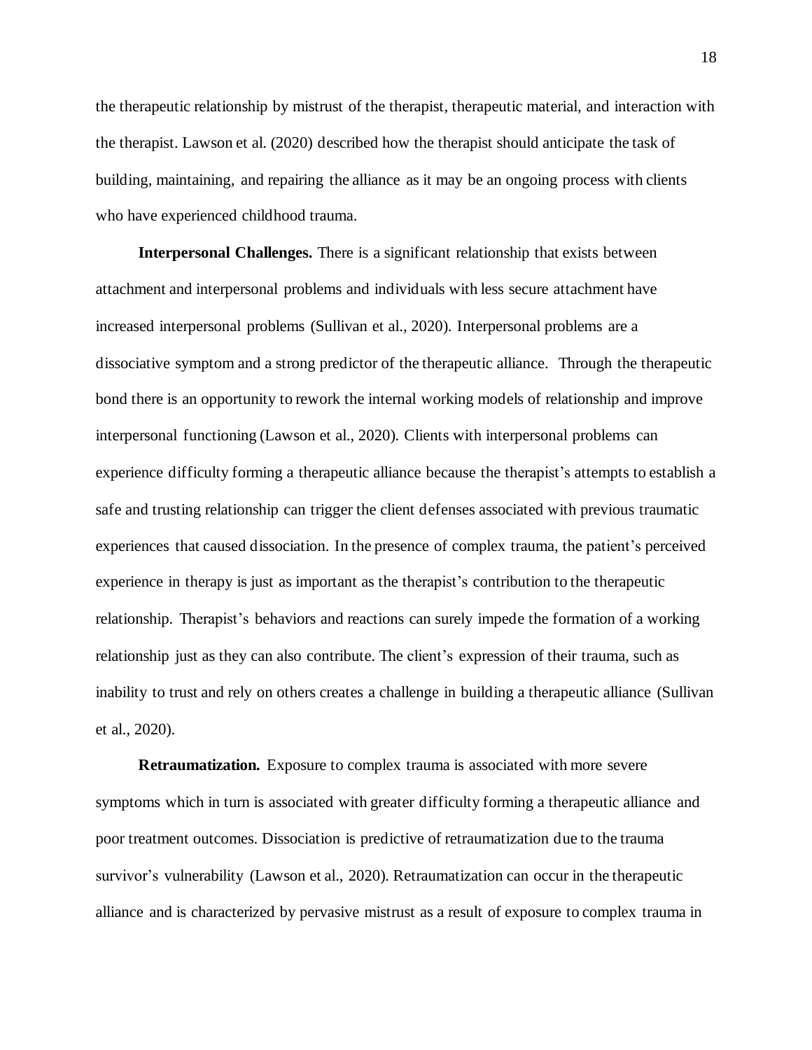the therapeutic relationship by mistrust of the therapist, therapeutic material, and interaction with the therapist. Lawson et al. (2020) described how the therapist should anticipate the task of building, maintaining, and repairing the alliance as it may be an ongoing process with clients who have experienced childhood trauma.

**Interpersonal Challenges.** There is a significant relationship that exists between attachment and interpersonal problems and individuals with less secure attachment have increased interpersonal problems (Sullivan et al., 2020). Interpersonal problems are a dissociative symptom and a strong predictor of the therapeutic alliance. Through the therapeutic bond there is an opportunity to rework the internal working models of relationship and improve interpersonal functioning (Lawson et al., 2020). Clients with interpersonal problems can experience difficulty forming a therapeutic alliance because the therapist's attempts to establish a safe and trusting relationship can trigger the client defenses associated with previous traumatic experiences that caused dissociation. In the presence of complex trauma, the patient's perceived experience in therapy is just as important as the therapist's contribution to the therapeutic relationship. Therapist's behaviors and reactions can surely impede the formation of a working relationship just as they can also contribute. The client's expression of their trauma, such as inability to trust and rely on others creates a challenge in building a therapeutic alliance (Sullivan et al., 2020).

**Retraumatization.** Exposure to complex trauma is associated with more severe symptoms which in turn is associated with greater difficulty forming a therapeutic alliance and poor treatment outcomes. Dissociation is predictive of retraumatization due to the trauma survivor's vulnerability (Lawson et al., 2020). Retraumatization can occur in the therapeutic alliance and is characterized by pervasive mistrust as a result of exposure to complex trauma in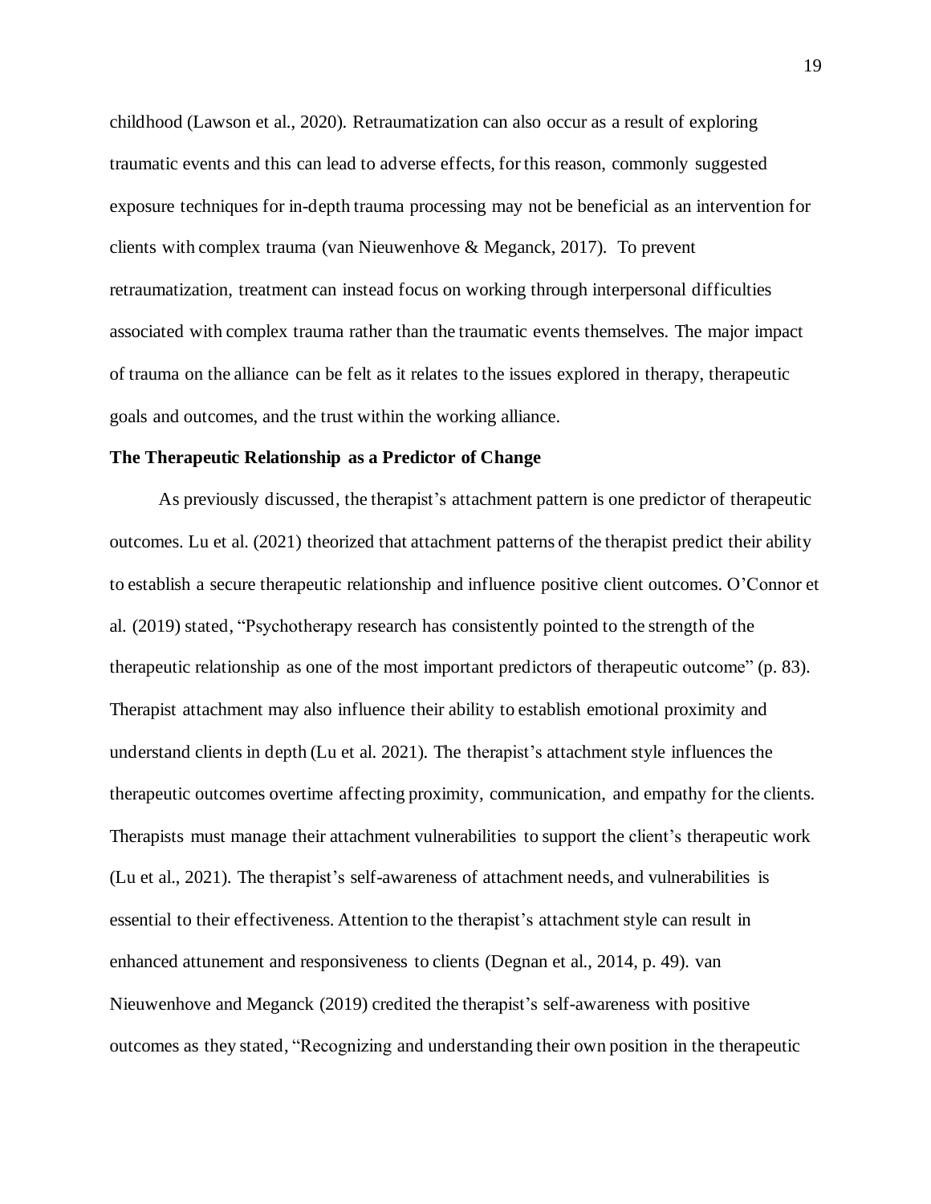childhood (Lawson et al., 2020). Retraumatization can also occur as a result of exploring traumatic events and this can lead to adverse effects, for this reason, commonly suggested exposure techniques for in-depth trauma processing may not be beneficial as an intervention for clients with complex trauma (van Nieuwenhove & Meganck, 2017). To prevent retraumatization, treatment can instead focus on working through interpersonal difficulties associated with complex trauma rather than the traumatic events themselves. The major impact of trauma on the alliance can be felt as it relates to the issues explored in therapy, therapeutic goals and outcomes, and the trust within the working alliance.

**The Therapeutic Relationship as a Predictor of Change**

As previously discussed, the therapist's attachment pattern is one predictor of therapeutic outcomes. Lu et al. (2021) theorized that attachment patterns of the therapist predict their ability to establish a secure therapeutic relationship and influence positive client outcomes. O'Connor et al. (2019) stated, "Psychotherapy research has consistently pointed to the strength of the therapeutic relationship as one of the most important predictors of therapeutic outcome" (p. 83). Therapist attachment may also influence their ability to establish emotional proximity and understand clients in depth (Lu et al. 2021). The therapist's attachment style influences the therapeutic outcomes overtime affecting proximity, communication, and empathy for the clients. Therapists must manage their attachment vulnerabilities to support the client's therapeutic work (Lu et al., 2021). The therapist's self-awareness of attachment needs, and vulnerabilities is essential to their effectiveness. Attention to the therapist's attachment style can result in enhanced attunement and responsiveness to clients (Degnan et al., 2014, p. 49). van Nieuwenhove and Meganck (2019) credited the therapist's self-awareness with positive outcomes as they stated, "Recognizing and understanding their own position in the therapeutic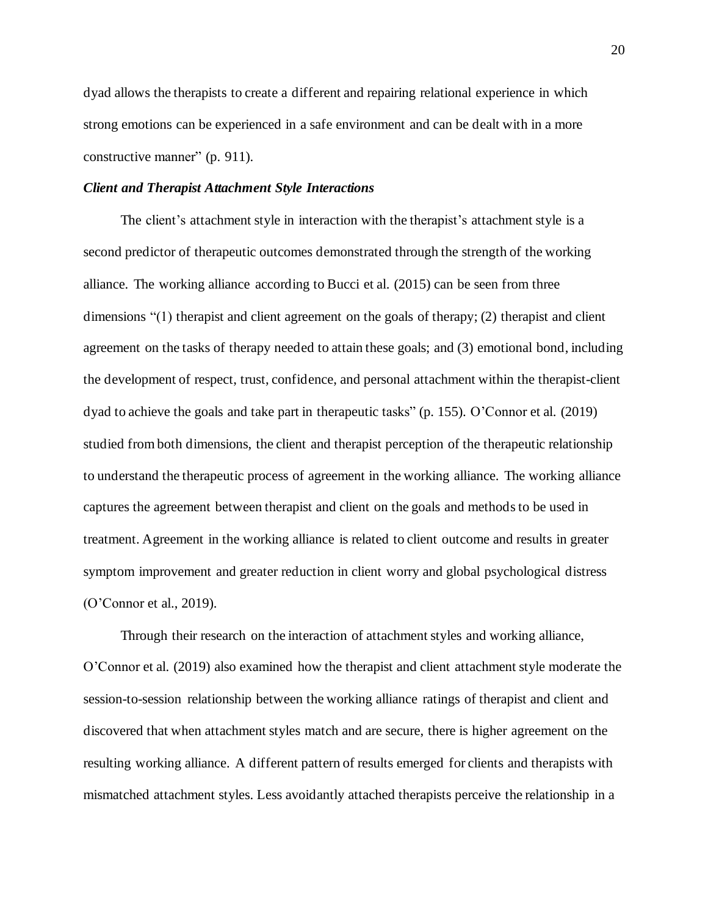dyad allows the therapists to create a different and repairing relational experience in which strong emotions can be experienced in a safe environment and can be dealt with in a more constructive manner" (p. 911).

### *Client and Therapist Attachment Style Interactions*

The client's attachment style in interaction with the therapist's attachment style is a second predictor of therapeutic outcomes demonstrated through the strength of the working alliance. The working alliance according to Bucci et al. (2015) can be seen from three dimensions "(1) therapist and client agreement on the goals of therapy; (2) therapist and client agreement on the tasks of therapy needed to attain these goals; and (3) emotional bond, including the development of respect, trust, confidence, and personal attachment within the therapist-client dyad to achieve the goals and take part in therapeutic tasks" (p. 155). O'Connor et al. (2019) studied from both dimensions, the client and therapist perception of the therapeutic relationship to understand the therapeutic process of agreement in the working alliance. The working alliance captures the agreement between therapist and client on the goals and methods to be used in treatment. Agreement in the working alliance is related to client outcome and results in greater symptom improvement and greater reduction in client worry and global psychological distress (O'Connor et al., 2019).

Through their research on the interaction of attachment styles and working alliance, O'Connor et al. (2019) also examined how the therapist and client attachment style moderate the session-to-session relationship between the working alliance ratings of therapist and client and discovered that when attachment styles match and are secure, there is higher agreement on the resulting working alliance. A different pattern of results emerged for clients and therapists with mismatched attachment styles. Less avoidantly attached therapists perceive the relationship in a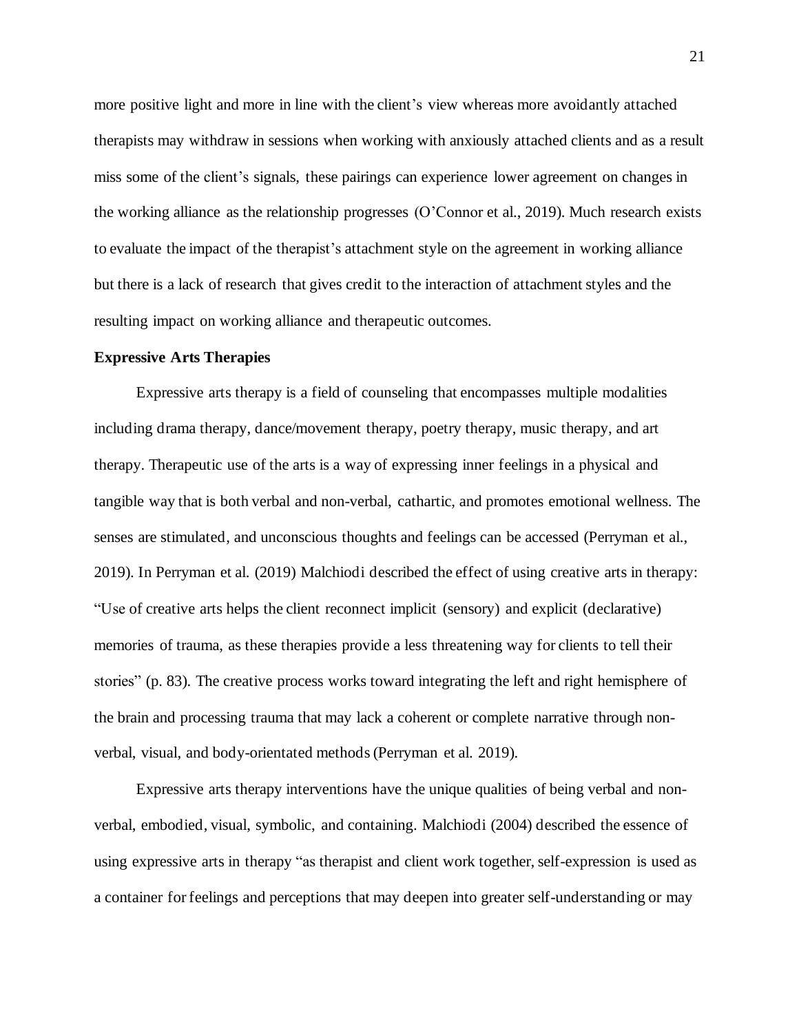more positive light and more in line with the client's view whereas more avoidantly attached therapists may withdraw in sessions when working with anxiously attached clients and as a result miss some of the client's signals, these pairings can experience lower agreement on changes in the working alliance as the relationship progresses (O'Connor et al., 2019). Much research exists to evaluate the impact of the therapist's attachment style on the agreement in working alliance but there is a lack of research that gives credit to the interaction of attachment styles and the resulting impact on working alliance and therapeutic outcomes.

**Expressive Arts Therapies**

Expressive arts therapy is a field of counseling that encompasses multiple modalities including drama therapy, dance/movement therapy, poetry therapy, music therapy, and art therapy. Therapeutic use of the arts is a way of expressing inner feelings in a physical and tangible way that is both verbal and non-verbal, cathartic, and promotes emotional wellness. The senses are stimulated, and unconscious thoughts and feelings can be accessed (Perryman et al., 2019). In Perryman et al. (2019) Malchiodi described the effect of using creative arts in therapy: "Use of creative arts helps the client reconnect implicit (sensory) and explicit (declarative) memories of trauma, as these therapies provide a less threatening way for clients to tell their stories" (p. 83). The creative process works toward integrating the left and right hemisphere of the brain and processing trauma that may lack a coherent or complete narrative through non-verbal, visual, and body-orientated methods (Perryman et al. 2019).

Expressive arts therapy interventions have the unique qualities of being verbal and non-verbal, embodied, visual, symbolic, and containing. Malchiodi (2004) described the essence of using expressive arts in therapy "as therapist and client work together, self-expression is used as a container for feelings and perceptions that may deepen into greater self-understanding or may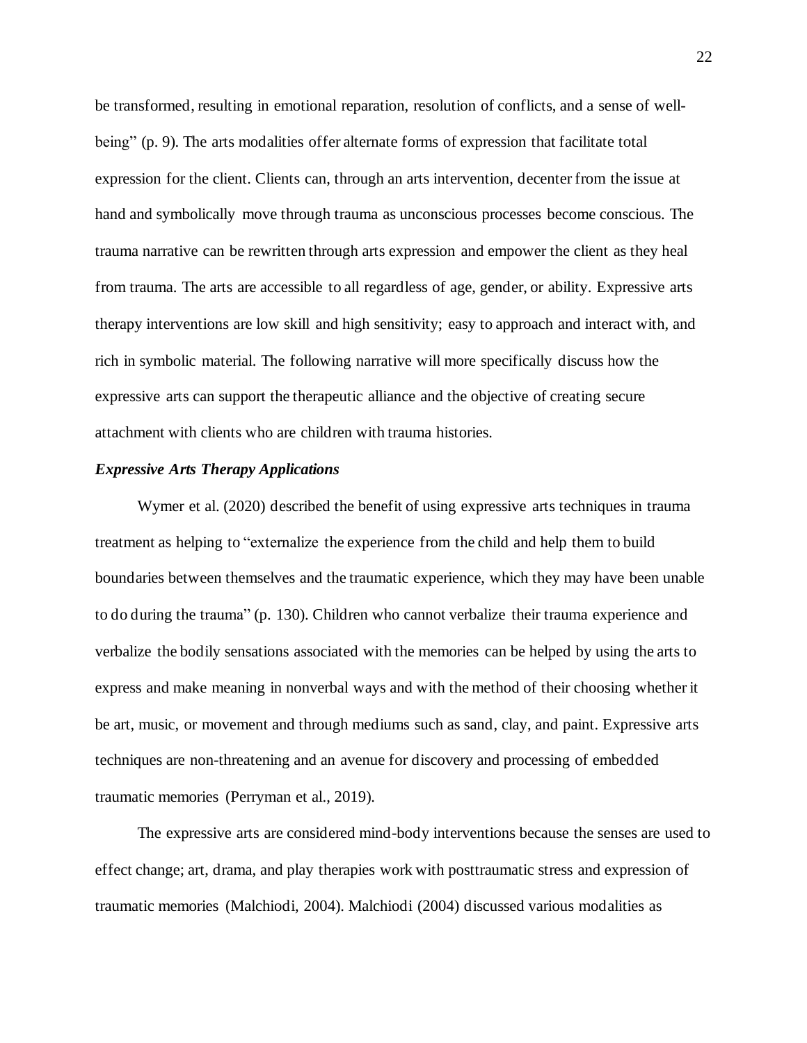be transformed, resulting in emotional reparation, resolution of conflicts, and a sense of well-being" (p. 9). The arts modalities offer alternate forms of expression that facilitate total expression for the client. Clients can, through an arts intervention, decenter from the issue at hand and symbolically move through trauma as unconscious processes become conscious. The trauma narrative can be rewritten through arts expression and empower the client as they heal from trauma. The arts are accessible to all regardless of age, gender, or ability. Expressive arts therapy interventions are low skill and high sensitivity; easy to approach and interact with, and rich in symbolic material. The following narrative will more specifically discuss how the expressive arts can support the therapeutic alliance and the objective of creating secure attachment with clients who are children with trauma histories.

### *Expressive Arts Therapy Applications*

Wymer et al. (2020) described the benefit of using expressive arts techniques in trauma treatment as helping to "externalize the experience from the child and help them to build boundaries between themselves and the traumatic experience, which they may have been unable to do during the trauma" (p. 130). Children who cannot verbalize their trauma experience and verbalize the bodily sensations associated with the memories can be helped by using the arts to express and make meaning in nonverbal ways and with the method of their choosing whether it be art, music, or movement and through mediums such as sand, clay, and paint. Expressive arts techniques are non-threatening and an avenue for discovery and processing of embedded traumatic memories (Perryman et al., 2019).

The expressive arts are considered mind-body interventions because the senses are used to effect change; art, drama, and play therapies work with posttraumatic stress and expression of traumatic memories (Malchiodi, 2004). Malchiodi (2004) discussed various modalities as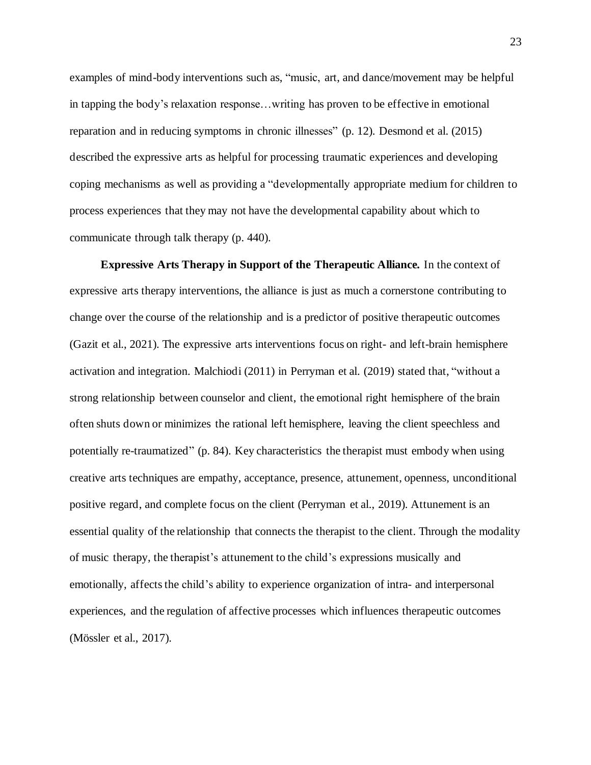examples of mind-body interventions such as, "music, art, and dance/movement may be helpful in tapping the body's relaxation response…writing has proven to be effective in emotional reparation and in reducing symptoms in chronic illnesses" (p. 12). Desmond et al. (2015) described the expressive arts as helpful for processing traumatic experiences and developing coping mechanisms as well as providing a "developmentally appropriate medium for children to process experiences that they may not have the developmental capability about which to communicate through talk therapy (p. 440).

**Expressive Arts Therapy in Support of the Therapeutic Alliance.** In the context of expressive arts therapy interventions, the alliance is just as much a cornerstone contributing to change over the course of the relationship and is a predictor of positive therapeutic outcomes (Gazit et al., 2021). The expressive arts interventions focus on right- and left-brain hemisphere activation and integration. Malchiodi (2011) in Perryman et al. (2019) stated that, "without a strong relationship between counselor and client, the emotional right hemisphere of the brain often shuts down or minimizes the rational left hemisphere, leaving the client speechless and potentially re-traumatized" (p. 84). Key characteristics the therapist must embody when using creative arts techniques are empathy, acceptance, presence, attunement, openness, unconditional positive regard, and complete focus on the client (Perryman et al., 2019). Attunement is an essential quality of the relationship that connects the therapist to the client. Through the modality of music therapy, the therapist's attunement to the child's expressions musically and emotionally, affects the child's ability to experience organization of intra- and interpersonal experiences, and the regulation of affective processes which influences therapeutic outcomes (Mössler et al., 2017).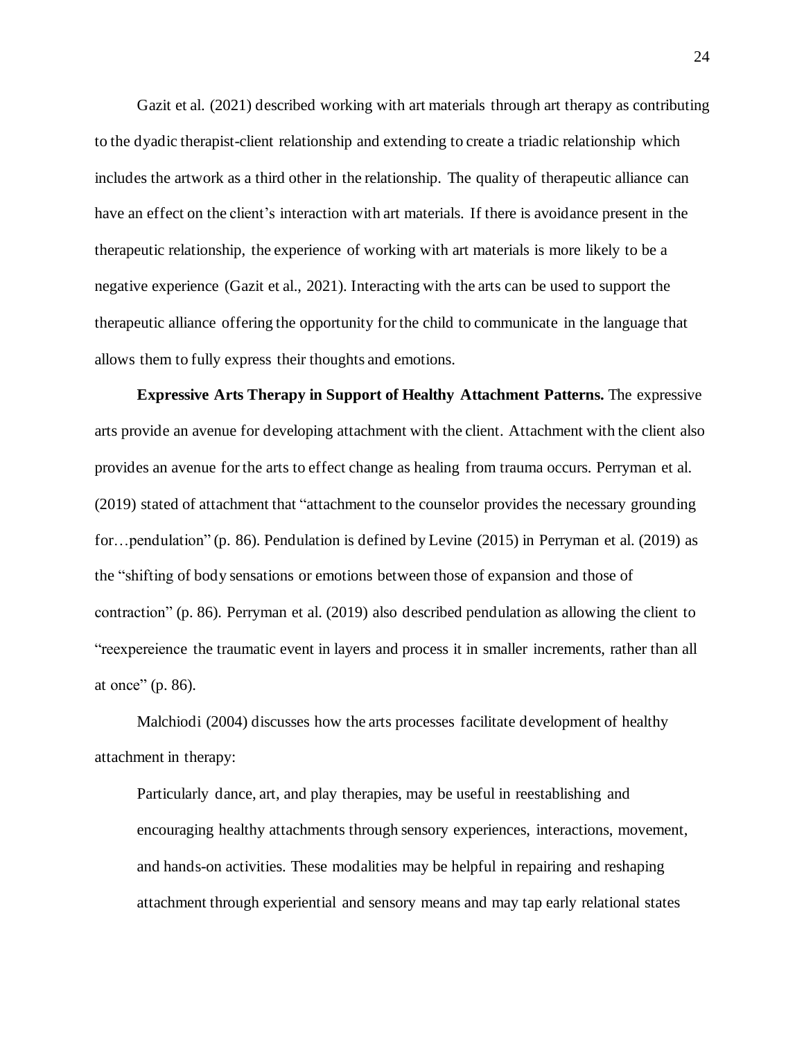Gazit et al. (2021) described working with art materials through art therapy as contributing to the dyadic therapist-client relationship and extending to create a triadic relationship which includes the artwork as a third other in the relationship. The quality of therapeutic alliance can have an effect on the client's interaction with art materials. If there is avoidance present in the therapeutic relationship, the experience of working with art materials is more likely to be a negative experience (Gazit et al., 2021). Interacting with the arts can be used to support the therapeutic alliance offering the opportunity for the child to communicate in the language that allows them to fully express their thoughts and emotions.

**Expressive Arts Therapy in Support of Healthy Attachment Patterns.** The expressive arts provide an avenue for developing attachment with the client. Attachment with the client also provides an avenue for the arts to effect change as healing from trauma occurs. Perryman et al. (2019) stated of attachment that "attachment to the counselor provides the necessary grounding for…pendulation" (p. 86). Pendulation is defined by Levine (2015) in Perryman et al. (2019) as the "shifting of body sensations or emotions between those of expansion and those of contraction" (p. 86). Perryman et al. (2019) also described pendulation as allowing the client to "reexpereience the traumatic event in layers and process it in smaller increments, rather than all at once" (p. 86).

Malchiodi (2004) discusses how the arts processes facilitate development of healthy attachment in therapy:

> Particularly dance, art, and play therapies, may be useful in reestablishing and encouraging healthy attachments through sensory experiences, interactions, movement, and hands-on activities. These modalities may be helpful in repairing and reshaping attachment through experiential and sensory means and may tap early relational states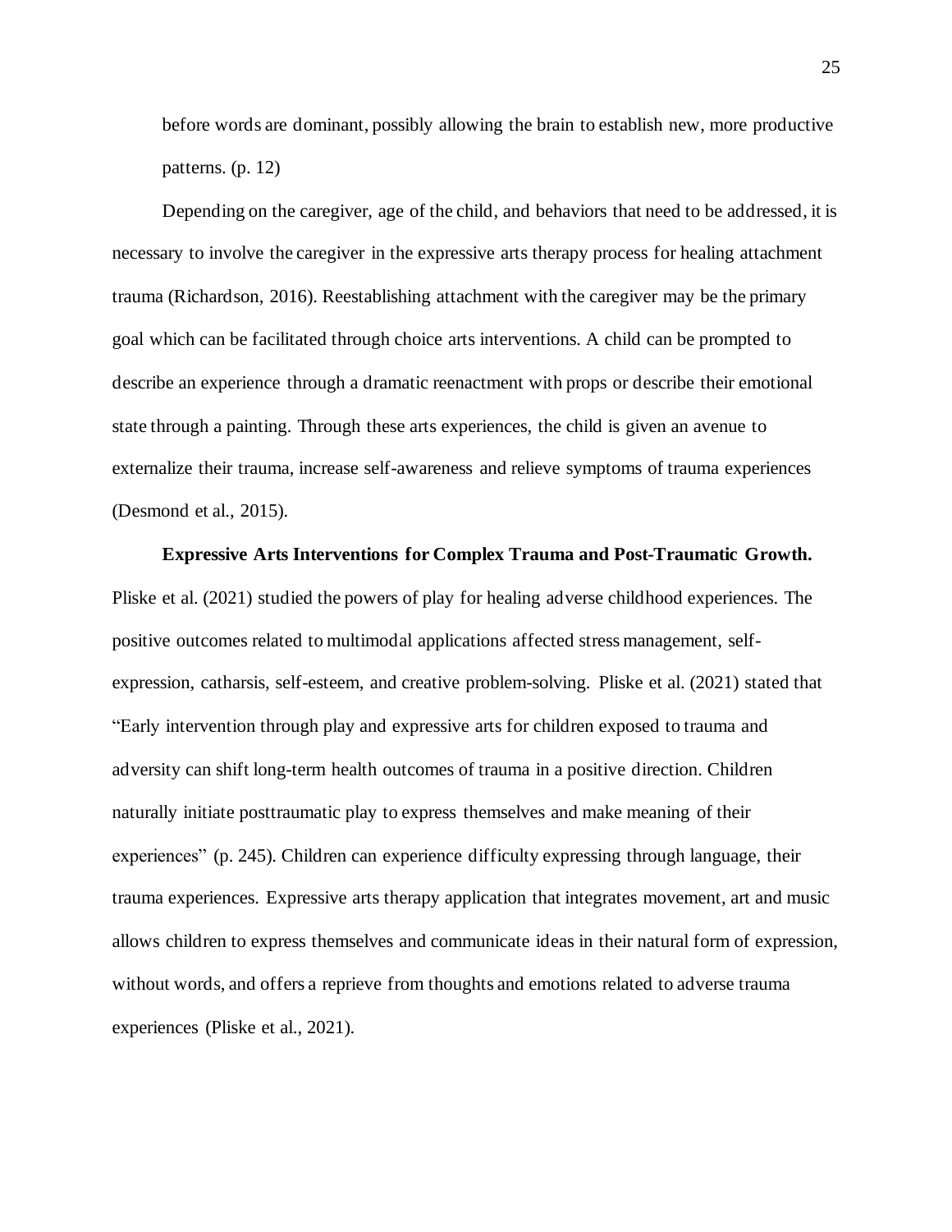before words are dominant, possibly allowing the brain to establish new, more productive patterns. (p. 12)

Depending on the caregiver, age of the child, and behaviors that need to be addressed, it is necessary to involve the caregiver in the expressive arts therapy process for healing attachment trauma (Richardson, 2016). Reestablishing attachment with the caregiver may be the primary goal which can be facilitated through choice arts interventions. A child can be prompted to describe an experience through a dramatic reenactment with props or describe their emotional state through a painting. Through these arts experiences, the child is given an avenue to externalize their trauma, increase self-awareness and relieve symptoms of trauma experiences (Desmond et al., 2015).

**Expressive Arts Interventions for Complex Trauma and Post-Traumatic Growth.** Pliske et al. (2021) studied the powers of play for healing adverse childhood experiences. The positive outcomes related to multimodal applications affected stress management, self-expression, catharsis, self-esteem, and creative problem-solving. Pliske et al. (2021) stated that "Early intervention through play and expressive arts for children exposed to trauma and adversity can shift long-term health outcomes of trauma in a positive direction. Children naturally initiate posttraumatic play to express themselves and make meaning of their experiences" (p. 245). Children can experience difficulty expressing through language, their trauma experiences. Expressive arts therapy application that integrates movement, art and music allows children to express themselves and communicate ideas in their natural form of expression, without words, and offers a reprieve from thoughts and emotions related to adverse trauma experiences (Pliske et al., 2021).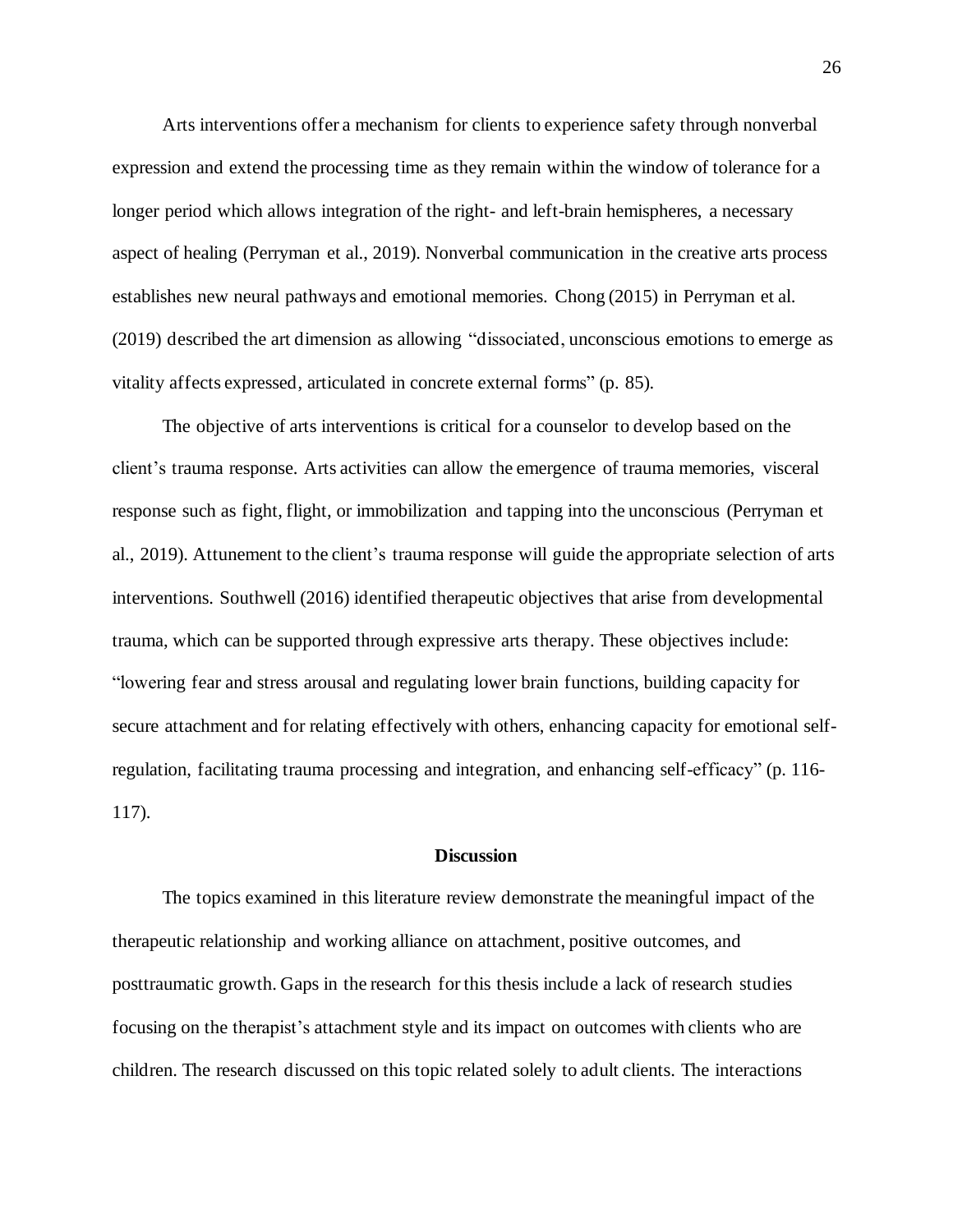Arts interventions offer a mechanism for clients to experience safety through nonverbal expression and extend the processing time as they remain within the window of tolerance for a longer period which allows integration of the right- and left-brain hemispheres, a necessary aspect of healing (Perryman et al., 2019). Nonverbal communication in the creative arts process establishes new neural pathways and emotional memories. Chong (2015) in Perryman et al. (2019) described the art dimension as allowing "dissociated, unconscious emotions to emerge as vitality affects expressed, articulated in concrete external forms" (p. 85).

The objective of arts interventions is critical for a counselor to develop based on the client's trauma response. Arts activities can allow the emergence of trauma memories, visceral response such as fight, flight, or immobilization and tapping into the unconscious (Perryman et al., 2019). Attunement to the client's trauma response will guide the appropriate selection of arts interventions. Southwell (2016) identified therapeutic objectives that arise from developmental trauma, which can be supported through expressive arts therapy. These objectives include: "lowering fear and stress arousal and regulating lower brain functions, building capacity for secure attachment and for relating effectively with others, enhancing capacity for emotional self-regulation, facilitating trauma processing and integration, and enhancing self-efficacy" (p. 116-117).

## Discussion

The topics examined in this literature review demonstrate the meaningful impact of the therapeutic relationship and working alliance on attachment, positive outcomes, and posttraumatic growth. Gaps in the research for this thesis include a lack of research studies focusing on the therapist's attachment style and its impact on outcomes with clients who are children. The research discussed on this topic related solely to adult clients. The interactions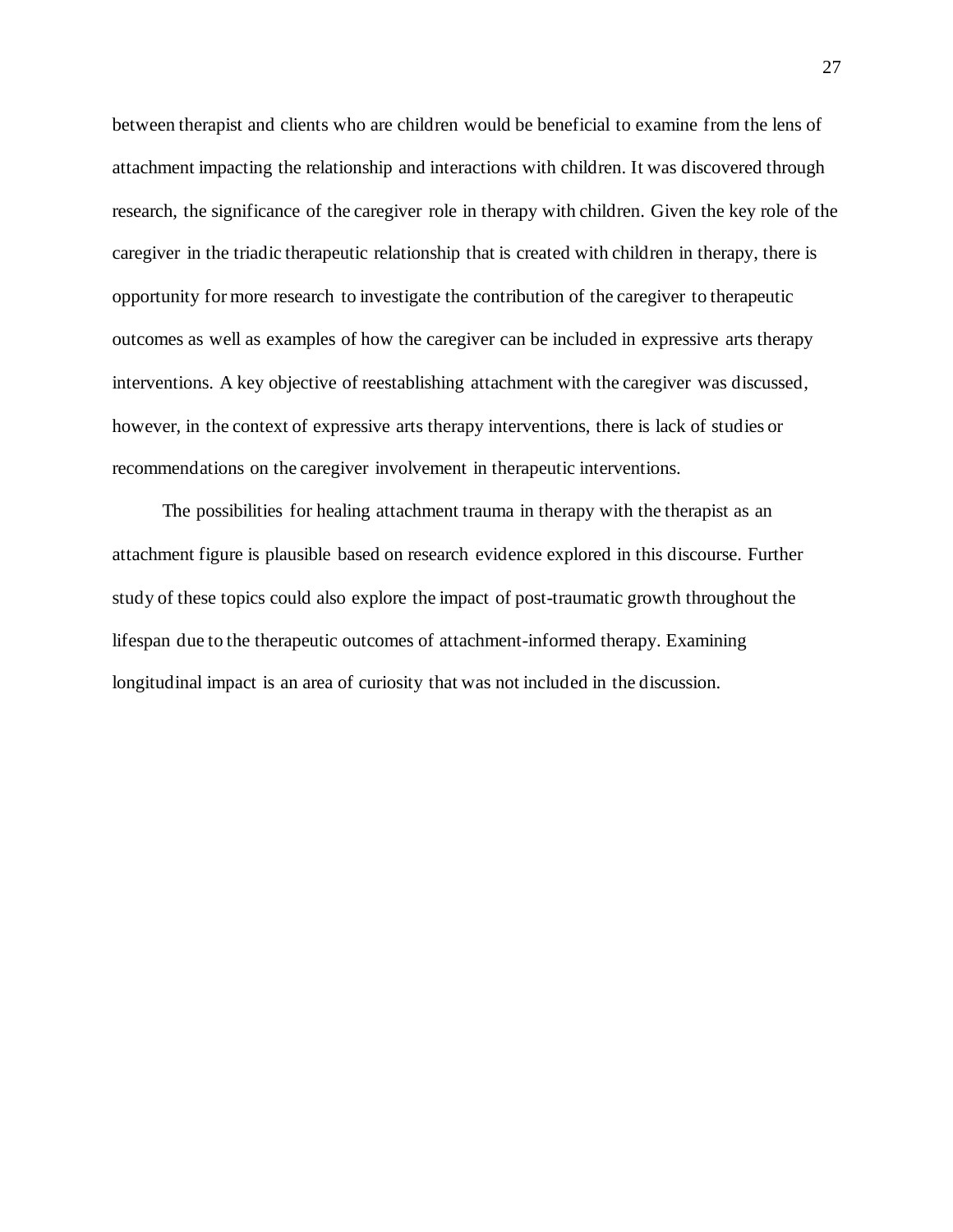between therapist and clients who are children would be beneficial to examine from the lens of attachment impacting the relationship and interactions with children. It was discovered through research, the significance of the caregiver role in therapy with children. Given the key role of the caregiver in the triadic therapeutic relationship that is created with children in therapy, there is opportunity for more research to investigate the contribution of the caregiver to therapeutic outcomes as well as examples of how the caregiver can be included in expressive arts therapy interventions. A key objective of reestablishing attachment with the caregiver was discussed, however, in the context of expressive arts therapy interventions, there is lack of studies or recommendations on the caregiver involvement in therapeutic interventions.

The possibilities for healing attachment trauma in therapy with the therapist as an attachment figure is plausible based on research evidence explored in this discourse. Further study of these topics could also explore the impact of post-traumatic growth throughout the lifespan due to the therapeutic outcomes of attachment-informed therapy. Examining longitudinal impact is an area of curiosity that was not included in the discussion.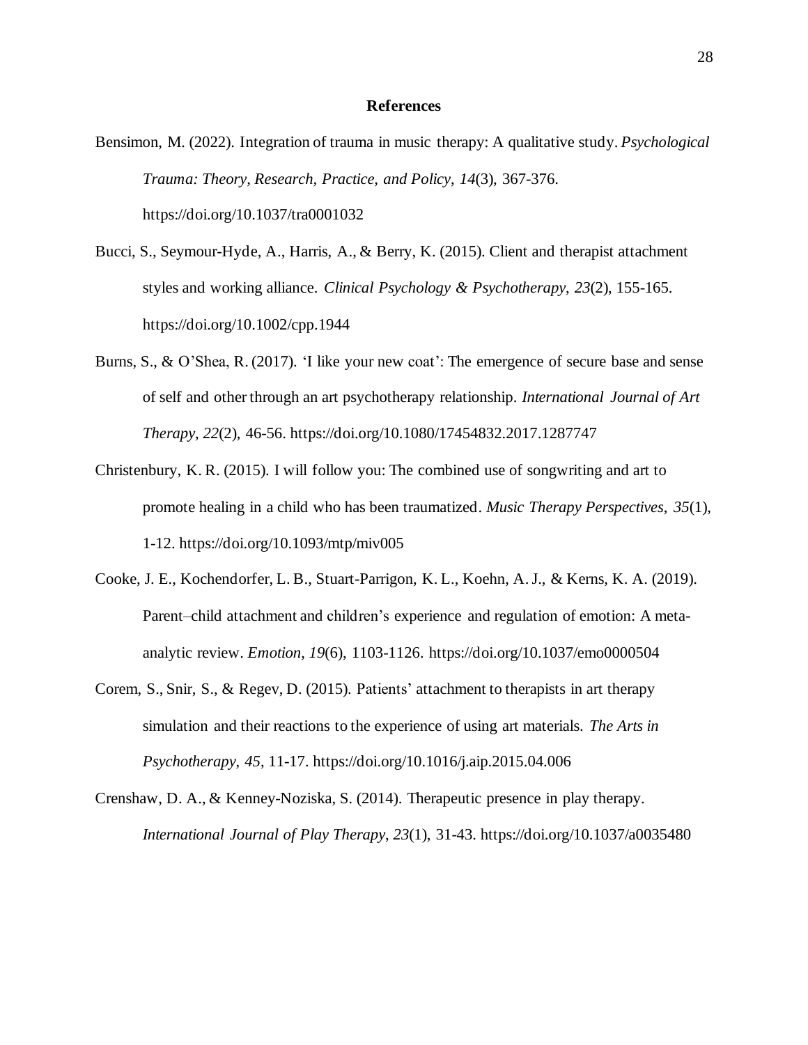# References

Bensimon, M. (2022). Integration of trauma in music therapy: A qualitative study. *Psychological Trauma: Theory, Research, Practice, and Policy*, *14*(3), 367-376. https://doi.org/10.1037/tra0001032

Bucci, S., Seymour-Hyde, A., Harris, A., & Berry, K. (2015). Client and therapist attachment styles and working alliance. *Clinical Psychology & Psychotherapy*, *23*(2), 155-165. https://doi.org/10.1002/cpp.1944

Burns, S., & O'Shea, R. (2017). 'I like your new coat': The emergence of secure base and sense of self and other through an art psychotherapy relationship. *International Journal of Art Therapy*, *22*(2), 46-56. https://doi.org/10.1080/17454832.2017.1287747

Christenbury, K. R. (2015). I will follow you: The combined use of songwriting and art to promote healing in a child who has been traumatized. *Music Therapy Perspectives*, *35*(1), 1-12. https://doi.org/10.1093/mtp/miv005

Cooke, J. E., Kochendorfer, L. B., Stuart-Parrigon, K. L., Koehn, A. J., & Kerns, K. A. (2019). Parent–child attachment and children's experience and regulation of emotion: A meta-analytic review. *Emotion*, *19*(6), 1103-1126. https://doi.org/10.1037/emo0000504

Corem, S., Snir, S., & Regev, D. (2015). Patients' attachment to therapists in art therapy simulation and their reactions to the experience of using art materials. *The Arts in Psychotherapy*, *45*, 11-17. https://doi.org/10.1016/j.aip.2015.04.006

Crenshaw, D. A., & Kenney-Noziska, S. (2014). Therapeutic presence in play therapy. *International Journal of Play Therapy*, *23*(1), 31-43. https://doi.org/10.1037/a0035480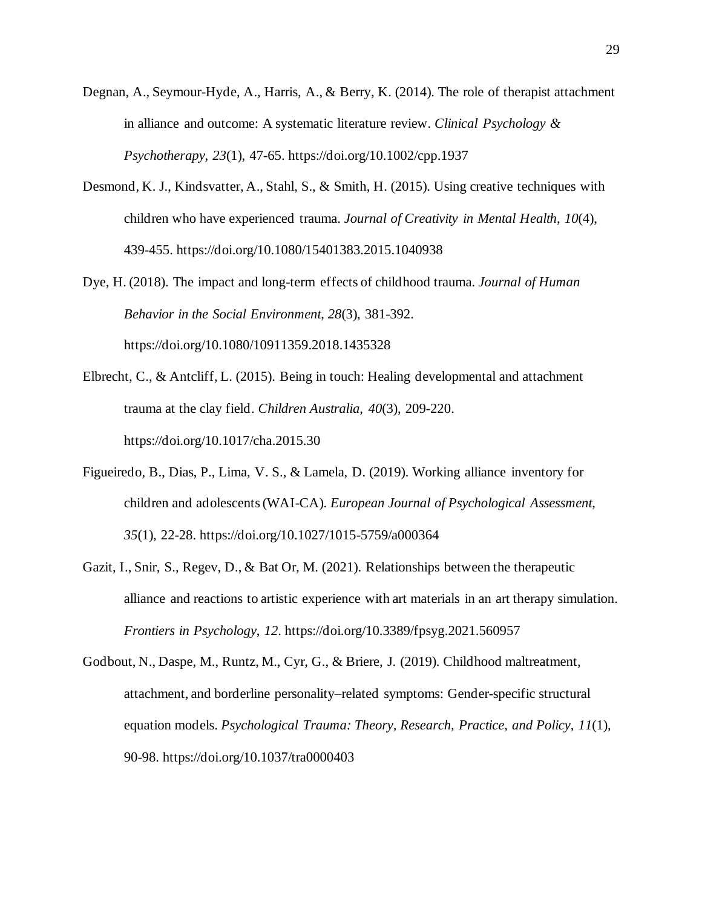Degnan, A., Seymour-Hyde, A., Harris, A., & Berry, K. (2014). The role of therapist attachment in alliance and outcome: A systematic literature review. *Clinical Psychology & Psychotherapy*, *23*(1), 47-65. https://doi.org/10.1002/cpp.1937

Desmond, K. J., Kindsvatter, A., Stahl, S., & Smith, H. (2015). Using creative techniques with children who have experienced trauma. *Journal of Creativity in Mental Health*, *10*(4), 439-455. https://doi.org/10.1080/15401383.2015.1040938

Dye, H. (2018). The impact and long-term effects of childhood trauma. *Journal of Human Behavior in the Social Environment*, *28*(3), 381-392. https://doi.org/10.1080/10911359.2018.1435328

Elbrecht, C., & Antcliff, L. (2015). Being in touch: Healing developmental and attachment trauma at the clay field. *Children Australia*, *40*(3), 209-220. https://doi.org/10.1017/cha.2015.30

Figueiredo, B., Dias, P., Lima, V. S., & Lamela, D. (2019). Working alliance inventory for children and adolescents (WAI-CA). *European Journal of Psychological Assessment*, *35*(1), 22-28. https://doi.org/10.1027/1015-5759/a000364

Gazit, I., Snir, S., Regev, D., & Bat Or, M. (2021). Relationships between the therapeutic alliance and reactions to artistic experience with art materials in an art therapy simulation. *Frontiers in Psychology*, *12*. https://doi.org/10.3389/fpsyg.2021.560957

Godbout, N., Daspe, M., Runtz, M., Cyr, G., & Briere, J. (2019). Childhood maltreatment, attachment, and borderline personality–related symptoms: Gender-specific structural equation models. *Psychological Trauma: Theory, Research, Practice, and Policy*, *11*(1), 90-98. https://doi.org/10.1037/tra0000403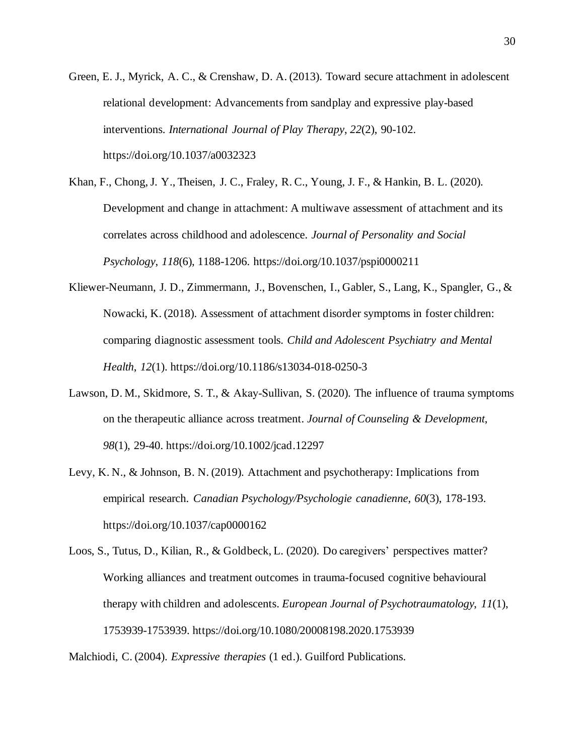Green, E. J., Myrick, A. C., & Crenshaw, D. A. (2013). Toward secure attachment in adolescent relational development: Advancements from sandplay and expressive play-based interventions. *International Journal of Play Therapy*, *22*(2), 90-102. https://doi.org/10.1037/a0032323

Khan, F., Chong, J. Y., Theisen, J. C., Fraley, R. C., Young, J. F., & Hankin, B. L. (2020). Development and change in attachment: A multiwave assessment of attachment and its correlates across childhood and adolescence. *Journal of Personality and Social Psychology*, *118*(6), 1188-1206. https://doi.org/10.1037/pspi0000211

Kliewer-Neumann, J. D., Zimmermann, J., Bovenschen, I., Gabler, S., Lang, K., Spangler, G., & Nowacki, K. (2018). Assessment of attachment disorder symptoms in foster children: comparing diagnostic assessment tools. *Child and Adolescent Psychiatry and Mental Health*, *12*(1). https://doi.org/10.1186/s13034-018-0250-3

Lawson, D. M., Skidmore, S. T., & Akay-Sullivan, S. (2020). The influence of trauma symptoms on the therapeutic alliance across treatment. *Journal of Counseling & Development*, *98*(1), 29-40. https://doi.org/10.1002/jcad.12297

Levy, K. N., & Johnson, B. N. (2019). Attachment and psychotherapy: Implications from empirical research. *Canadian Psychology/Psychologie canadienne*, *60*(3), 178-193. https://doi.org/10.1037/cap0000162

Loos, S., Tutus, D., Kilian, R., & Goldbeck, L. (2020). Do caregivers' perspectives matter? Working alliances and treatment outcomes in trauma-focused cognitive behavioural therapy with children and adolescents. *European Journal of Psychotraumatology, 11*(1), 1753939-1753939. https://doi.org/10.1080/20008198.2020.1753939

Malchiodi, C. (2004). *Expressive therapies* (1 ed.). Guilford Publications.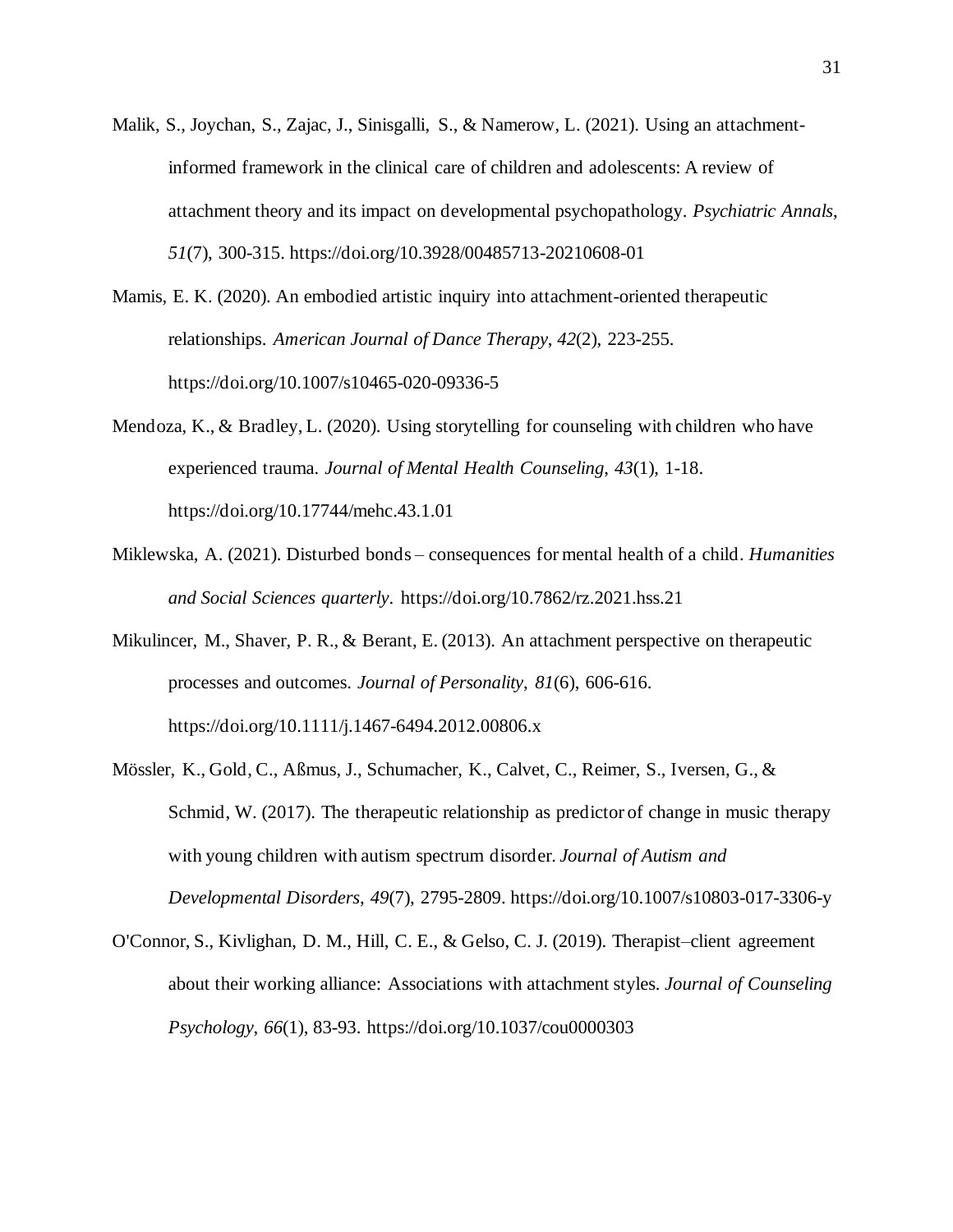Malik, S., Joychan, S., Zajac, J., Sinisgalli, S., & Namerow, L. (2021). Using an attachment-informed framework in the clinical care of children and adolescents: A review of attachment theory and its impact on developmental psychopathology. *Psychiatric Annals*, *51*(7), 300-315. https://doi.org/10.3928/00485713-20210608-01

Mamis, E. K. (2020). An embodied artistic inquiry into attachment-oriented therapeutic relationships. *American Journal of Dance Therapy*, *42*(2), 223-255. https://doi.org/10.1007/s10465-020-09336-5

Mendoza, K., & Bradley, L. (2020). Using storytelling for counseling with children who have experienced trauma. *Journal of Mental Health Counseling*, *43*(1), 1-18. https://doi.org/10.17744/mehc.43.1.01

Miklewska, A. (2021). Disturbed bonds – consequences for mental health of a child. *Humanities and Social Sciences quarterly*. https://doi.org/10.7862/rz.2021.hss.21

Mikulincer, M., Shaver, P. R., & Berant, E. (2013). An attachment perspective on therapeutic processes and outcomes. *Journal of Personality*, *81*(6), 606-616. https://doi.org/10.1111/j.1467-6494.2012.00806.x

Mössler, K., Gold, C., Aßmus, J., Schumacher, K., Calvet, C., Reimer, S., Iversen, G., & Schmid, W. (2017). The therapeutic relationship as predictor of change in music therapy with young children with autism spectrum disorder. *Journal of Autism and Developmental Disorders*, *49*(7), 2795-2809. https://doi.org/10.1007/s10803-017-3306-y

O'Connor, S., Kivlighan, D. M., Hill, C. E., & Gelso, C. J. (2019). Therapist–client agreement about their working alliance: Associations with attachment styles. *Journal of Counseling Psychology*, *66*(1), 83-93. https://doi.org/10.1037/cou0000303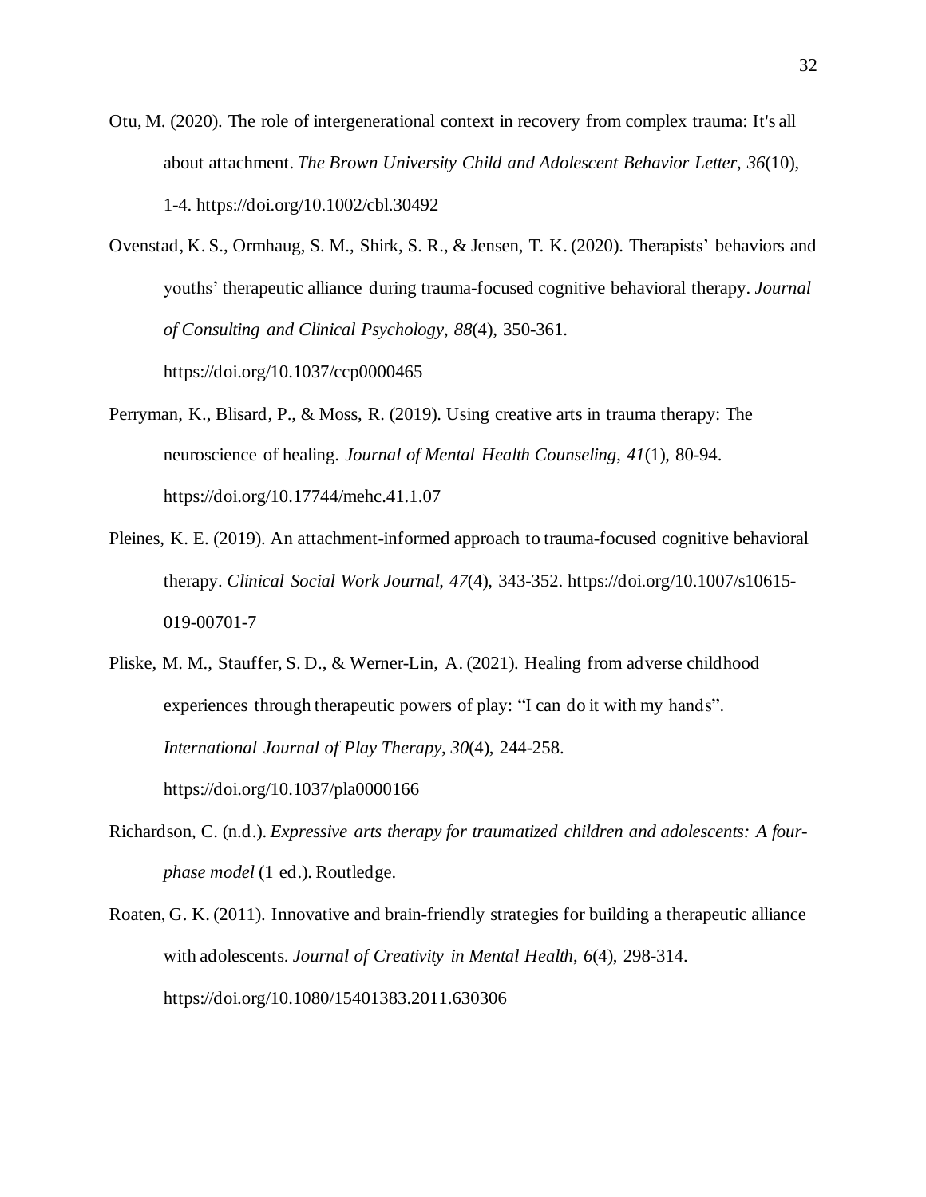Otu, M. (2020). The role of intergenerational context in recovery from complex trauma: It's all about attachment. *The Brown University Child and Adolescent Behavior Letter*, *36*(10), 1-4. https://doi.org/10.1002/cbl.30492

Ovenstad, K. S., Ormhaug, S. M., Shirk, S. R., & Jensen, T. K. (2020). Therapists' behaviors and youths' therapeutic alliance during trauma-focused cognitive behavioral therapy. *Journal of Consulting and Clinical Psychology*, *88*(4), 350-361. https://doi.org/10.1037/ccp0000465

Perryman, K., Blisard, P., & Moss, R. (2019). Using creative arts in trauma therapy: The neuroscience of healing. *Journal of Mental Health Counseling*, *41*(1), 80-94. https://doi.org/10.17744/mehc.41.1.07

Pleines, K. E. (2019). An attachment-informed approach to trauma-focused cognitive behavioral therapy. *Clinical Social Work Journal*, *47*(4), 343-352. https://doi.org/10.1007/s10615-019-00701-7

Pliske, M. M., Stauffer, S. D., & Werner-Lin, A. (2021). Healing from adverse childhood experiences through therapeutic powers of play: "I can do it with my hands". *International Journal of Play Therapy*, *30*(4), 244-258. https://doi.org/10.1037/pla0000166

Richardson, C. (n.d.). *Expressive arts therapy for traumatized children and adolescents: A four-phase model* (1 ed.). Routledge.

Roaten, G. K. (2011). Innovative and brain-friendly strategies for building a therapeutic alliance with adolescents. *Journal of Creativity in Mental Health*, *6*(4), 298-314. https://doi.org/10.1080/15401383.2011.630306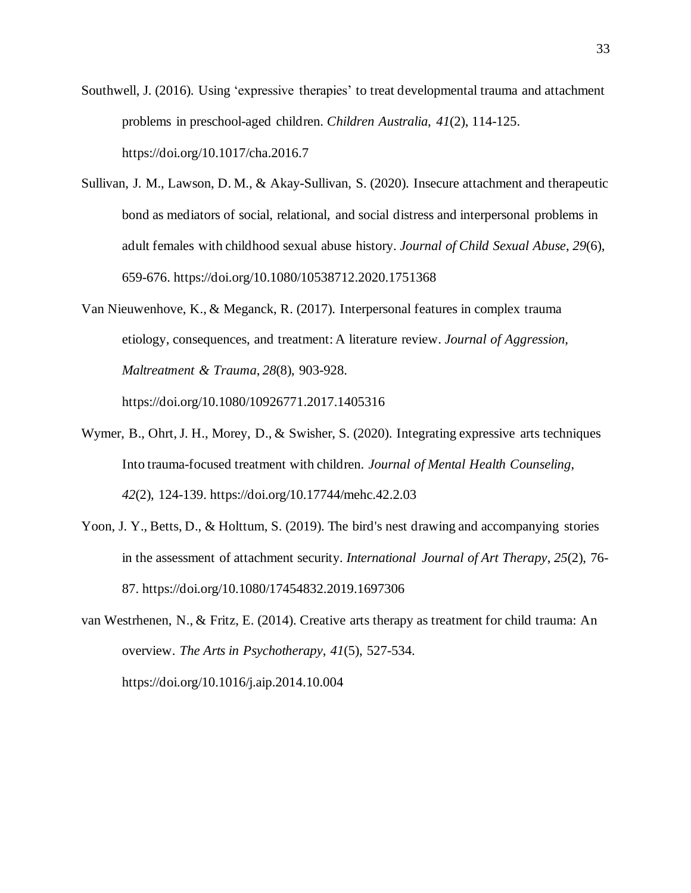Southwell, J. (2016). Using 'expressive therapies' to treat developmental trauma and attachment problems in preschool-aged children. *Children Australia*, *41*(2), 114-125. https://doi.org/10.1017/cha.2016.7

Sullivan, J. M., Lawson, D. M., & Akay-Sullivan, S. (2020). Insecure attachment and therapeutic bond as mediators of social, relational, and social distress and interpersonal problems in adult females with childhood sexual abuse history. *Journal of Child Sexual Abuse*, *29*(6), 659-676. https://doi.org/10.1080/10538712.2020.1751368

Van Nieuwenhove, K., & Meganck, R. (2017). Interpersonal features in complex trauma etiology, consequences, and treatment: A literature review. *Journal of Aggression, Maltreatment & Trauma*, *28*(8), 903-928. https://doi.org/10.1080/10926771.2017.1405316

Wymer, B., Ohrt, J. H., Morey, D., & Swisher, S. (2020). Integrating expressive arts techniques Into trauma-focused treatment with children. *Journal of Mental Health Counseling*, *42*(2), 124-139. https://doi.org/10.17744/mehc.42.2.03

Yoon, J. Y., Betts, D., & Holttum, S. (2019). The bird's nest drawing and accompanying stories in the assessment of attachment security. *International Journal of Art Therapy*, *25*(2), 76-87. https://doi.org/10.1080/17454832.2019.1697306

van Westrhenen, N., & Fritz, E. (2014). Creative arts therapy as treatment for child trauma: An overview. *The Arts in Psychotherapy*, *41*(5), 527-534. https://doi.org/10.1016/j.aip.2014.10.004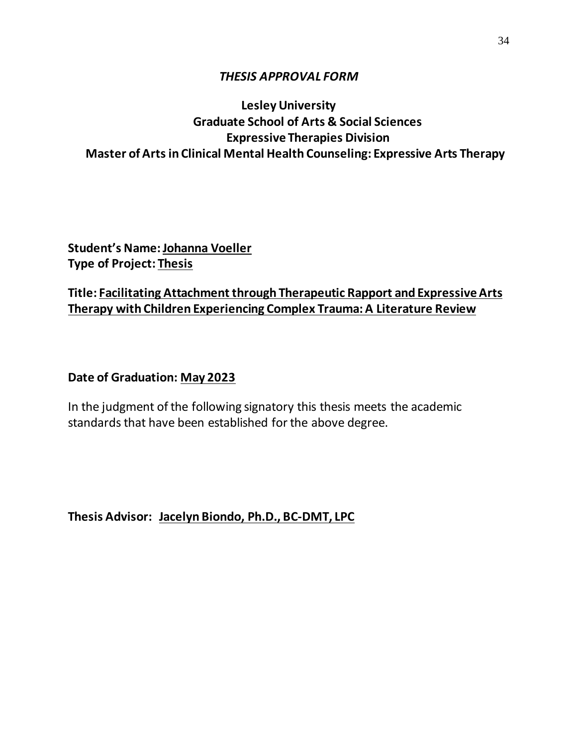***THESIS APPROVAL FORM***

**Lesley University**
**Graduate School of Arts & Social Sciences**
**Expressive Therapies Division**
**Master of Arts in Clinical Mental Health Counseling: Expressive Arts Therapy**

**Student's Name: Johanna Voeller**
**Type of Project: Thesis**

**Title: Facilitating Attachment through Therapeutic Rapport and Expressive Arts Therapy with Children Experiencing Complex Trauma: A Literature Review**

**Date of Graduation: May 2023**

In the judgment of the following signatory this thesis meets the academic standards that have been established for the above degree.

**Thesis Advisor: Jacelyn Biondo, Ph.D., BC-DMT, LPC**